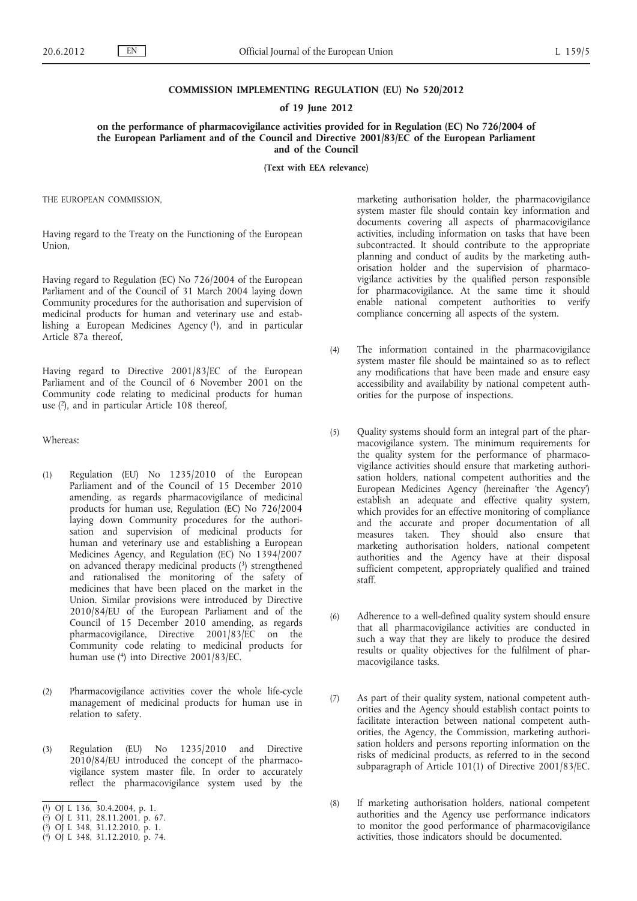**COMMISSION IMPLEMENTING REGULATION (EU) No 520/2012**

**of 19 June 2012**

**on the performance of pharmacovigilance activities provided for in Regulation (EC) No 726/2004 of the European Parliament and of the Council and Directive 2001/83/EC of the European Parliament and of the Council**

**(Text with EEA relevance)**

THE EUROPEAN COMMISSION,

Having regard to the Treaty on the Functioning of the European Union,

Having regard to Regulation (EC) No 726/2004 of the European Parliament and of the Council of 31 March 2004 laying down Community procedures for the authorisation and supervision of medicinal products for human and veterinary use and establishing a European Medicines Agency [1], and in particular Article 87a thereof,

Having regard to Directive 2001/83/EC of the European Parliament and of the Council of 6 November 2001 on the Community code relating to medicinal products for human use [2], and in particular Article 108 thereof,

Whereas:

(1) Regulation (EU) No 1235/2010 of the European Parliament and of the Council of 15 December 2010 amending, as regards pharmacovigilance of medicinal products for human use, Regulation (EC) No 726/2004 laying down Community procedures for the authorisation and supervision of medicinal products for human and veterinary use and establishing a European Medicines Agency, and Regulation (EC) No 1394/2007 on advanced therapy medicinal products [3] strengthened and rationalised the monitoring of the safety of medicines that have been placed on the market in the Union. Similar provisions were introduced by Directive 2010/84/EU of the European Parliament and of the Council of 15 December 2010 amending, as regards pharmacovigilance, Directive 2001/83/EC on the Community code relating to medicinal products for human use [4] into Directive 2001/83/EC.

(2) Pharmacovigilance activities cover the whole life-cycle management of medicinal products for human use in relation to safety.

(3) Regulation (EU) No 1235/2010 and Directive 2010/84/EU introduced the concept of the pharmacovigilance system master file. In order to accurately reflect the pharmacovigilance system used by the marketing authorisation holder, the pharmacovigilance system master file should contain key information and documents covering all aspects of pharmacovigilance activities, including information on tasks that have been subcontracted. It should contribute to the appropriate planning and conduct of audits by the marketing authorisation holder and the supervision of pharmacovigilance activities by the qualified person responsible for pharmacovigilance. At the same time it should enable national competent authorities to verify compliance concerning all aspects of the system.

(4) The information contained in the pharmacovigilance system master file should be maintained so as to reflect any modifications that have been made and ensure easy accessibility and availability by national competent authorities for the purpose of inspections.

(5) Quality systems should form an integral part of the pharmacovigilance system. The minimum requirements for the quality system for the performance of pharmacovigilance activities should ensure that marketing authorisation holders, national competent authorities and the European Medicines Agency (hereinafter 'the Agency') establish an adequate and effective quality system, which provides for an effective monitoring of compliance and the accurate and proper documentation of all measures taken. They should also ensure that marketing authorisation holders, national competent authorities and the Agency have at their disposal sufficient competent, appropriately qualified and trained staff.

(6) Adherence to a well-defined quality system should ensure that all pharmacovigilance activities are conducted in such a way that they are likely to produce the desired results or quality objectives for the fulfilment of pharmacovigilance tasks.

(7) As part of their quality system, national competent authorities and the Agency should establish contact points to facilitate interaction between national competent authorities, the Agency, the Commission, marketing authorisation holders and persons reporting information on the risks of medicinal products, as referred to in the second subparagraph of Article 101(1) of Directive 2001/83/EC.

(8) If marketing authorisation holders, national competent authorities and the Agency use performance indicators to monitor the good performance of pharmacovigilance activities, those indicators should be documented.

[1] OJ L 136, 30.4.2004, p. 1.
[2] OJ L 311, 28.11.2001, p. 67.
[3] OJ L 348, 31.12.2010, p. 1.
[4] OJ L 348, 31.12.2010, p. 74.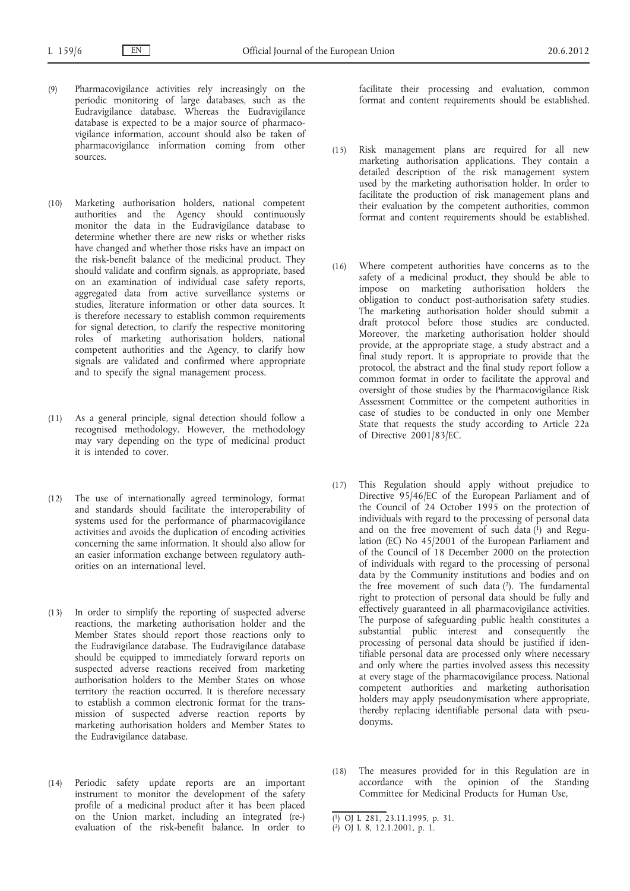(9) Pharmacovigilance activities rely increasingly on the periodic monitoring of large databases, such as the Eudravigilance database. Whereas the Eudravigilance database is expected to be a major source of pharmacovigilance information, account should also be taken of pharmacovigilance information coming from other sources.

(10) Marketing authorisation holders, national competent authorities and the Agency should continuously monitor the data in the Eudravigilance database to determine whether there are new risks or whether risks have changed and whether those risks have an impact on the risk-benefit balance of the medicinal product. They should validate and confirm signals, as appropriate, based on an examination of individual case safety reports, aggregated data from active surveillance systems or studies, literature information or other data sources. It is therefore necessary to establish common requirements for signal detection, to clarify the respective monitoring roles of marketing authorisation holders, national competent authorities and the Agency, to clarify how signals are validated and confirmed where appropriate and to specify the signal management process.

(11) As a general principle, signal detection should follow a recognised methodology. However, the methodology may vary depending on the type of medicinal product it is intended to cover.

(12) The use of internationally agreed terminology, format and standards should facilitate the interoperability of systems used for the performance of pharmacovigilance activities and avoids the duplication of encoding activities concerning the same information. It should also allow for an easier information exchange between regulatory authorities on an international level.

(13) In order to simplify the reporting of suspected adverse reactions, the marketing authorisation holder and the Member States should report those reactions only to the Eudravigilance database. The Eudravigilance database should be equipped to immediately forward reports on suspected adverse reactions received from marketing authorisation holders to the Member States on whose territory the reaction occurred. It is therefore necessary to establish a common electronic format for the transmission of suspected adverse reaction reports by marketing authorisation holders and Member States to the Eudravigilance database.

(14) Periodic safety update reports are an important instrument to monitor the development of the safety profile of a medicinal product after it has been placed on the Union market, including an integrated (re-)evaluation of the risk-benefit balance. In order to facilitate their processing and evaluation, common format and content requirements should be established.

(15) Risk management plans are required for all new marketing authorisation applications. They contain a detailed description of the risk management system used by the marketing authorisation holder. In order to facilitate the production of risk management plans and their evaluation by the competent authorities, common format and content requirements should be established.

(16) Where competent authorities have concerns as to the safety of a medicinal product, they should be able to impose on marketing authorisation holders the obligation to conduct post-authorisation safety studies. The marketing authorisation holder should submit a draft protocol before those studies are conducted. Moreover, the marketing authorisation holder should provide, at the appropriate stage, a study abstract and a final study report. It is appropriate to provide that the protocol, the abstract and the final study report follow a common format in order to facilitate the approval and oversight of those studies by the Pharmacovigilance Risk Assessment Committee or the competent authorities in case of studies to be conducted in only one Member State that requests the study according to Article 22a of Directive 2001/83/EC.

(17) This Regulation should apply without prejudice to Directive 95/46/EC of the European Parliament and of the Council of 24 October 1995 on the protection of individuals with regard to the processing of personal data and on the free movement of such data [1] and Regulation (EC) No 45/2001 of the European Parliament and of the Council of 18 December 2000 on the protection of individuals with regard to the processing of personal data by the Community institutions and bodies and on the free movement of such data [2]. The fundamental right to protection of personal data should be fully and effectively guaranteed in all pharmacovigilance activities. The purpose of safeguarding public health constitutes a substantial public interest and consequently the processing of personal data should be justified if identifiable personal data are processed only where necessary and only where the parties involved assess this necessity at every stage of the pharmacovigilance process. National competent authorities and marketing authorisation holders may apply pseudonymisation where appropriate, thereby replacing identifiable personal data with pseudonyms.

(18) The measures provided for in this Regulation are in accordance with the opinion of the Standing Committee for Medicinal Products for Human Use,

---

[1] OJ L 281, 23.11.1995, p. 31.

[2] OJ L 8, 12.1.2001, p. 1.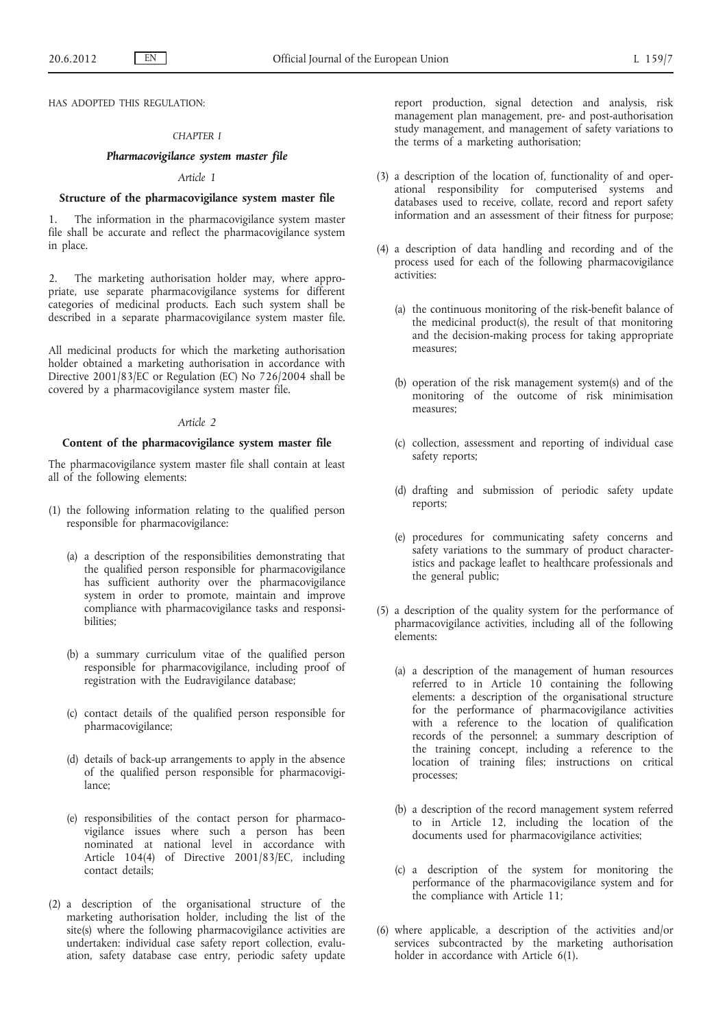HAS ADOPTED THIS REGULATION:

*CHAPTER I*

***Pharmacovigilance system master file***

*Article 1*

**Structure of the pharmacovigilance system master file**

1. The information in the pharmacovigilance system master file shall be accurate and reflect the pharmacovigilance system in place.

2. The marketing authorisation holder may, where appropriate, use separate pharmacovigilance systems for different categories of medicinal products. Each such system shall be described in a separate pharmacovigilance system master file.

All medicinal products for which the marketing authorisation holder obtained a marketing authorisation in accordance with Directive 2001/83/EC or Regulation (EC) No 726/2004 shall be covered by a pharmacovigilance system master file.

*Article 2*

**Content of the pharmacovigilance system master file**

The pharmacovigilance system master file shall contain at least all of the following elements:

(1) the following information relating to the qualified person responsible for pharmacovigilance:

  (a) a description of the responsibilities demonstrating that the qualified person responsible for pharmacovigilance has sufficient authority over the pharmacovigilance system in order to promote, maintain and improve compliance with pharmacovigilance tasks and responsibilities;

  (b) a summary curriculum vitae of the qualified person responsible for pharmacovigilance, including proof of registration with the Eudravigilance database;

  (c) contact details of the qualified person responsible for pharmacovigilance;

  (d) details of back-up arrangements to apply in the absence of the qualified person responsible for pharmacovigilance;

  (e) responsibilities of the contact person for pharmacovigilance issues where such a person has been nominated at national level in accordance with Article 104(4) of Directive 2001/83/EC, including contact details;

(2) a description of the organisational structure of the marketing authorisation holder, including the list of the site(s) where the following pharmacovigilance activities are undertaken: individual case safety report collection, evaluation, safety database case entry, periodic safety update report production, signal detection and analysis, risk management plan management, pre- and post-authorisation study management, and management of safety variations to the terms of a marketing authorisation;

(3) a description of the location of, functionality of and operational responsibility for computerised systems and databases used to receive, collate, record and report safety information and an assessment of their fitness for purpose;

(4) a description of data handling and recording and of the process used for each of the following pharmacovigilance activities:

  (a) the continuous monitoring of the risk-benefit balance of the medicinal product(s), the result of that monitoring and the decision-making process for taking appropriate measures;

  (b) operation of the risk management system(s) and of the monitoring of the outcome of risk minimisation measures;

  (c) collection, assessment and reporting of individual case safety reports;

  (d) drafting and submission of periodic safety update reports;

  (e) procedures for communicating safety concerns and safety variations to the summary of product characteristics and package leaflet to healthcare professionals and the general public;

(5) a description of the quality system for the performance of pharmacovigilance activities, including all of the following elements:

  (a) a description of the management of human resources referred to in Article 10 containing the following elements: a description of the organisational structure for the performance of pharmacovigilance activities with a reference to the location of qualification records of the personnel; a summary description of the training concept, including a reference to the location of training files; instructions on critical processes;

  (b) a description of the record management system referred to in Article 12, including the location of the documents used for pharmacovigilance activities;

  (c) a description of the system for monitoring the performance of the pharmacovigilance system and for the compliance with Article 11;

(6) where applicable, a description of the activities and/or services subcontracted by the marketing authorisation holder in accordance with Article 6(1).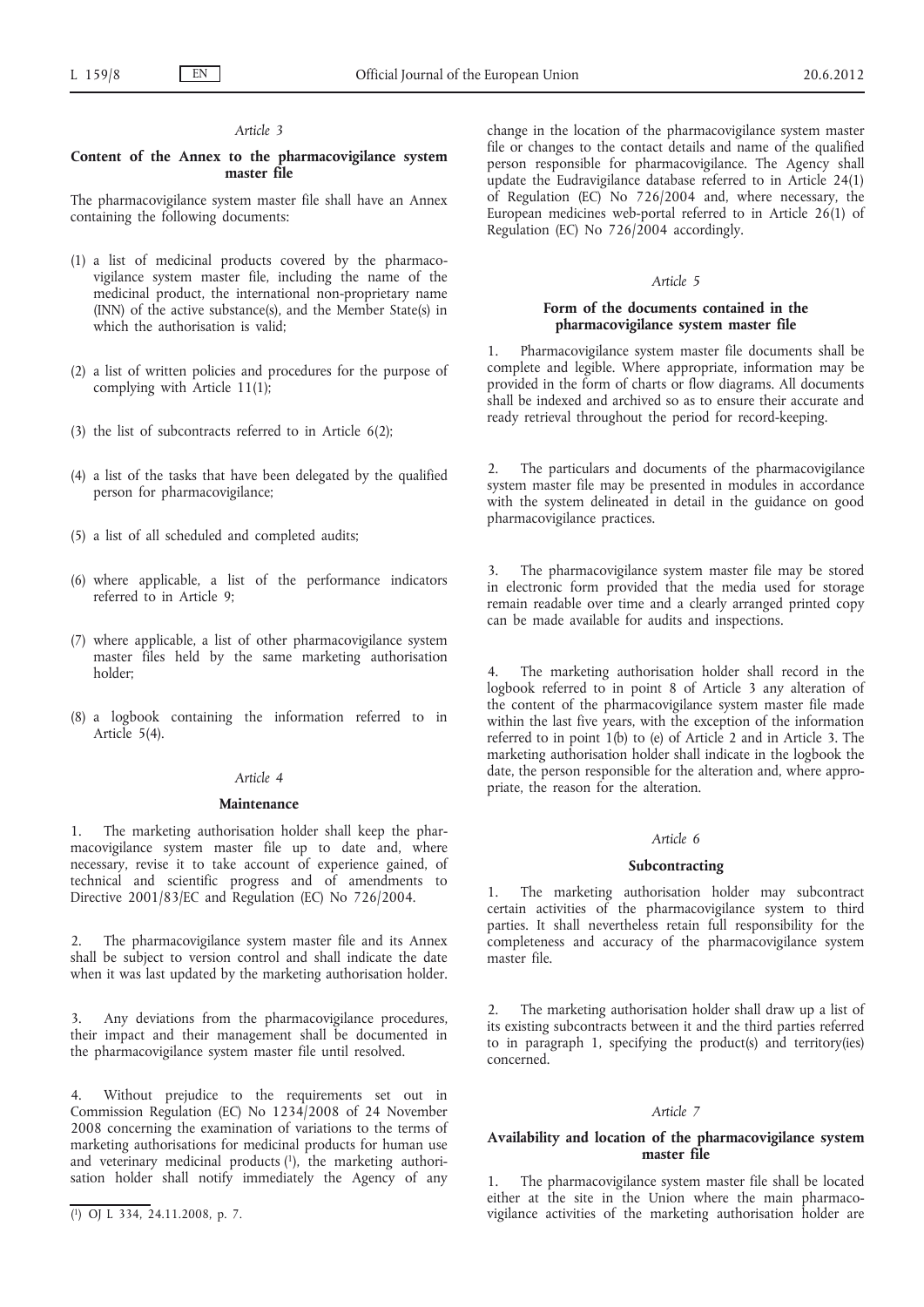### *Article 3*

### Content of the Annex to the pharmacovigilance system master file

The pharmacovigilance system master file shall have an Annex containing the following documents:

(1) a list of medicinal products covered by the pharmacovigilance system master file, including the name of the medicinal product, the international non-proprietary name (INN) of the active substance(s), and the Member State(s) in which the authorisation is valid;

(2) a list of written policies and procedures for the purpose of complying with Article 11(1);

(3) the list of subcontracts referred to in Article 6(2);

(4) a list of the tasks that have been delegated by the qualified person for pharmacovigilance;

(5) a list of all scheduled and completed audits;

(6) where applicable, a list of the performance indicators referred to in Article 9;

(7) where applicable, a list of other pharmacovigilance system master files held by the same marketing authorisation holder;

(8) a logbook containing the information referred to in Article 5(4).

### *Article 4*

### Maintenance

1. The marketing authorisation holder shall keep the pharmacovigilance system master file up to date and, where necessary, revise it to take account of experience gained, of technical and scientific progress and of amendments to Directive 2001/83/EC and Regulation (EC) No 726/2004.

2. The pharmacovigilance system master file and its Annex shall be subject to version control and shall indicate the date when it was last updated by the marketing authorisation holder.

3. Any deviations from the pharmacovigilance procedures, their impact and their management shall be documented in the pharmacovigilance system master file until resolved.

4. Without prejudice to the requirements set out in Commission Regulation (EC) No 1234/2008 of 24 November 2008 concerning the examination of variations to the terms of marketing authorisations for medicinal products for human use and veterinary medicinal products [1], the marketing authorisation holder shall notify immediately the Agency of any change in the location of the pharmacovigilance system master file or changes to the contact details and name of the qualified person responsible for pharmacovigilance. The Agency shall update the Eudravigilance database referred to in Article 24(1) of Regulation (EC) No 726/2004 and, where necessary, the European medicines web-portal referred to in Article 26(1) of Regulation (EC) No 726/2004 accordingly.

### *Article 5*

### Form of the documents contained in the pharmacovigilance system master file

1. Pharmacovigilance system master file documents shall be complete and legible. Where appropriate, information may be provided in the form of charts or flow diagrams. All documents shall be indexed and archived so as to ensure their accurate and ready retrieval throughout the period for record-keeping.

2. The particulars and documents of the pharmacovigilance system master file may be presented in modules in accordance with the system delineated in detail in the guidance on good pharmacovigilance practices.

3. The pharmacovigilance system master file may be stored in electronic form provided that the media used for storage remain readable over time and a clearly arranged printed copy can be made available for audits and inspections.

4. The marketing authorisation holder shall record in the logbook referred to in point 8 of Article 3 any alteration of the content of the pharmacovigilance system master file made within the last five years, with the exception of the information referred to in point 1(b) to (e) of Article 2 and in Article 3. The marketing authorisation holder shall indicate in the logbook the date, the person responsible for the alteration and, where appropriate, the reason for the alteration.

### *Article 6*

### Subcontracting

1. The marketing authorisation holder may subcontract certain activities of the pharmacovigilance system to third parties. It shall nevertheless retain full responsibility for the completeness and accuracy of the pharmacovigilance system master file.

2. The marketing authorisation holder shall draw up a list of its existing subcontracts between it and the third parties referred to in paragraph 1, specifying the product(s) and territory(ies) concerned.

### *Article 7*

### Availability and location of the pharmacovigilance system master file

1. The pharmacovigilance system master file shall be located either at the site in the Union where the main pharmacovigilance activities of the marketing authorisation holder are

[1] OJ L 334, 24.11.2008, p. 7.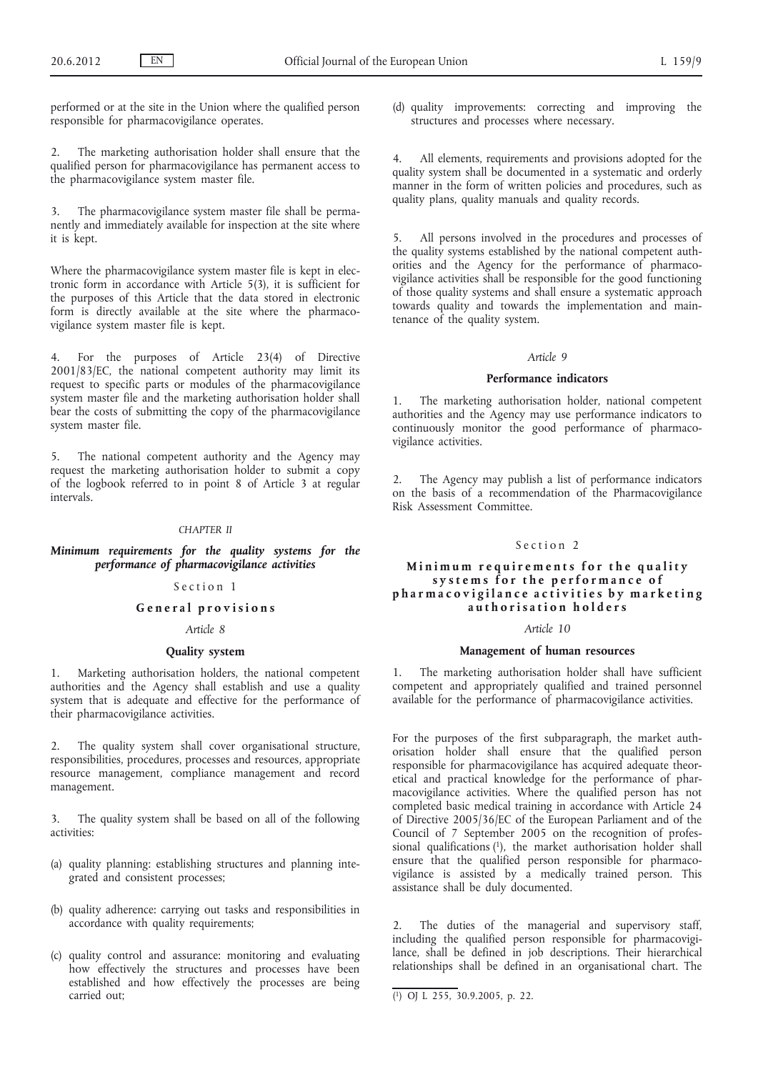performed or at the site in the Union where the qualified person responsible for pharmacovigilance operates.

2. The marketing authorisation holder shall ensure that the qualified person for pharmacovigilance has permanent access to the pharmacovigilance system master file.

3. The pharmacovigilance system master file shall be permanently and immediately available for inspection at the site where it is kept.

Where the pharmacovigilance system master file is kept in electronic form in accordance with Article 5(3), it is sufficient for the purposes of this Article that the data stored in electronic form is directly available at the site where the pharmacovigilance system master file is kept.

4. For the purposes of Article 23(4) of Directive 2001/83/EC, the national competent authority may limit its request to specific parts or modules of the pharmacovigilance system master file and the marketing authorisation holder shall bear the costs of submitting the copy of the pharmacovigilance system master file.

5. The national competent authority and the Agency may request the marketing authorisation holder to submit a copy of the logbook referred to in point 8 of Article 3 at regular intervals.

## CHAPTER II

## *Minimum requirements for the quality systems for the performance of pharmacovigilance activities*

### Section 1

### General provisions

*Article 8*

**Quality system**

1. Marketing authorisation holders, the national competent authorities and the Agency shall establish and use a quality system that is adequate and effective for the performance of their pharmacovigilance activities.

2. The quality system shall cover organisational structure, responsibilities, procedures, processes and resources, appropriate resource management, compliance management and record management.

3. The quality system shall be based on all of the following activities:

(a) quality planning: establishing structures and planning integrated and consistent processes;

(b) quality adherence: carrying out tasks and responsibilities in accordance with quality requirements;

(c) quality control and assurance: monitoring and evaluating how effectively the structures and processes have been established and how effectively the processes are being carried out;

(d) quality improvements: correcting and improving the structures and processes where necessary.

4. All elements, requirements and provisions adopted for the quality system shall be documented in a systematic and orderly manner in the form of written policies and procedures, such as quality plans, quality manuals and quality records.

5. All persons involved in the procedures and processes of the quality systems established by the national competent authorities and the Agency for the performance of pharmacovigilance activities shall be responsible for the good functioning of those quality systems and shall ensure a systematic approach towards quality and towards the implementation and maintenance of the quality system.

*Article 9*

**Performance indicators**

1. The marketing authorisation holder, national competent authorities and the Agency may use performance indicators to continuously monitor the good performance of pharmacovigilance activities.

2. The Agency may publish a list of performance indicators on the basis of a recommendation of the Pharmacovigilance Risk Assessment Committee.

### Section 2

### Minimum requirements for the quality systems for the performance of pharmacovigilance activities by marketing authorisation holders

*Article 10*

**Management of human resources**

1. The marketing authorisation holder shall have sufficient competent and appropriately qualified and trained personnel available for the performance of pharmacovigilance activities.

For the purposes of the first subparagraph, the market authorisation holder shall ensure that the qualified person responsible for pharmacovigilance has acquired adequate theoretical and practical knowledge for the performance of pharmacovigilance activities. Where the qualified person has not completed basic medical training in accordance with Article 24 of Directive 2005/36/EC of the European Parliament and of the Council of 7 September 2005 on the recognition of professional qualifications [1], the market authorisation holder shall ensure that the qualified person responsible for pharmacovigilance is assisted by a medically trained person. This assistance shall be duly documented.

2. The duties of the managerial and supervisory staff, including the qualified person responsible for pharmacovigilance, shall be defined in job descriptions. Their hierarchical relationships shall be defined in an organisational chart. The

[1] OJ L 255, 30.9.2005, p. 22.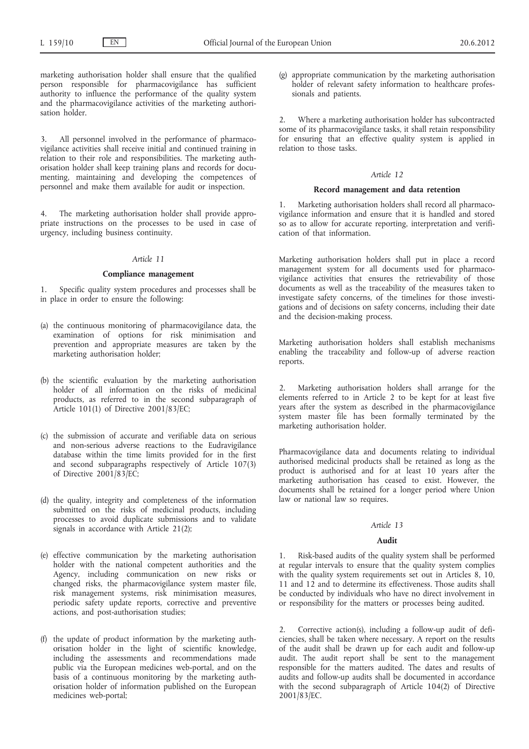marketing authorisation holder shall ensure that the qualified person responsible for pharmacovigilance has sufficient authority to influence the performance of the quality system and the pharmacovigilance activities of the marketing authorisation holder.

3. All personnel involved in the performance of pharmacovigilance activities shall receive initial and continued training in relation to their role and responsibilities. The marketing authorisation holder shall keep training plans and records for documenting, maintaining and developing the competences of personnel and make them available for audit or inspection.

4. The marketing authorisation holder shall provide appropriate instructions on the processes to be used in case of urgency, including business continuity.

*Article 11*

**Compliance management**

1. Specific quality system procedures and processes shall be in place in order to ensure the following:

(a) the continuous monitoring of pharmacovigilance data, the examination of options for risk minimisation and prevention and appropriate measures are taken by the marketing authorisation holder;

(b) the scientific evaluation by the marketing authorisation holder of all information on the risks of medicinal products, as referred to in the second subparagraph of Article 101(1) of Directive 2001/83/EC;

(c) the submission of accurate and verifiable data on serious and non-serious adverse reactions to the Eudravigilance database within the time limits provided for in the first and second subparagraphs respectively of Article 107(3) of Directive 2001/83/EC;

(d) the quality, integrity and completeness of the information submitted on the risks of medicinal products, including processes to avoid duplicate submissions and to validate signals in accordance with Article 21(2);

(e) effective communication by the marketing authorisation holder with the national competent authorities and the Agency, including communication on new risks or changed risks, the pharmacovigilance system master file, risk management systems, risk minimisation measures, periodic safety update reports, corrective and preventive actions, and post-authorisation studies;

(f) the update of product information by the marketing authorisation holder in the light of scientific knowledge, including the assessments and recommendations made public via the European medicines web-portal, and on the basis of a continuous monitoring by the marketing authorisation holder of information published on the European medicines web-portal;

(g) appropriate communication by the marketing authorisation holder of relevant safety information to healthcare professionals and patients.

2. Where a marketing authorisation holder has subcontracted some of its pharmacovigilance tasks, it shall retain responsibility for ensuring that an effective quality system is applied in relation to those tasks.

*Article 12*

**Record management and data retention**

1. Marketing authorisation holders shall record all pharmacovigilance information and ensure that it is handled and stored so as to allow for accurate reporting, interpretation and verification of that information.

Marketing authorisation holders shall put in place a record management system for all documents used for pharmacovigilance activities that ensures the retrievability of those documents as well as the traceability of the measures taken to investigate safety concerns, of the timelines for those investigations and of decisions on safety concerns, including their date and the decision-making process.

Marketing authorisation holders shall establish mechanisms enabling the traceability and follow-up of adverse reaction reports.

2. Marketing authorisation holders shall arrange for the elements referred to in Article 2 to be kept for at least five years after the system as described in the pharmacovigilance system master file has been formally terminated by the marketing authorisation holder.

Pharmacovigilance data and documents relating to individual authorised medicinal products shall be retained as long as the product is authorised and for at least 10 years after the marketing authorisation has ceased to exist. However, the documents shall be retained for a longer period where Union law or national law so requires.

*Article 13*

**Audit**

1. Risk-based audits of the quality system shall be performed at regular intervals to ensure that the quality system complies with the quality system requirements set out in Articles 8, 10, 11 and 12 and to determine its effectiveness. Those audits shall be conducted by individuals who have no direct involvement in or responsibility for the matters or processes being audited.

2. Corrective action(s), including a follow-up audit of deficiencies, shall be taken where necessary. A report on the results of the audit shall be drawn up for each audit and follow-up audit. The audit report shall be sent to the management responsible for the matters audited. The dates and results of audits and follow-up audits shall be documented in accordance with the second subparagraph of Article 104(2) of Directive 2001/83/EC.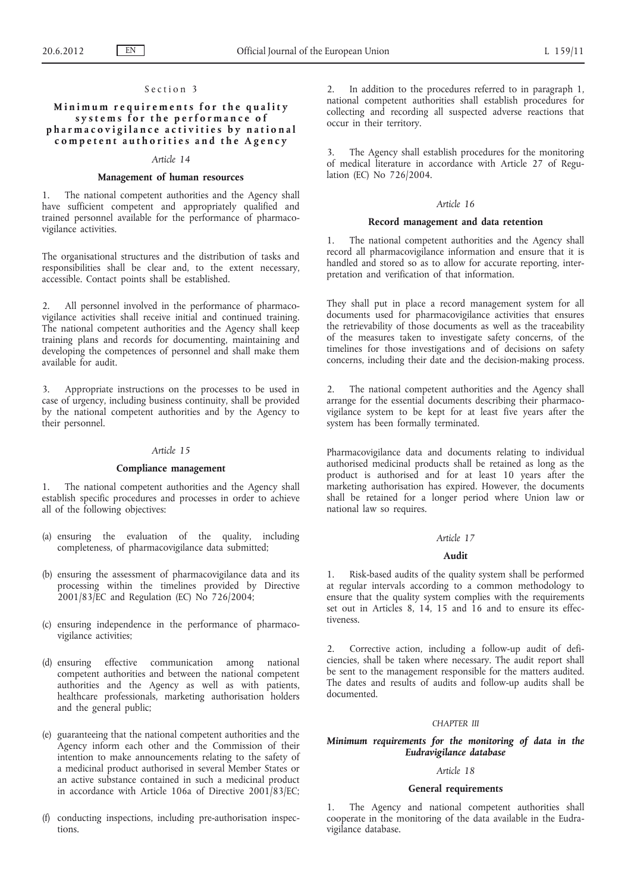## Section 3

### Minimum requirements for the quality systems for the performance of pharmacovigilance activities by national competent authorities and the Agency

*Article 14*

**Management of human resources**

1. The national competent authorities and the Agency shall have sufficient competent and appropriately qualified and trained personnel available for the performance of pharmacovigilance activities.

The organisational structures and the distribution of tasks and responsibilities shall be clear and, to the extent necessary, accessible. Contact points shall be established.

2. All personnel involved in the performance of pharmacovigilance activities shall receive initial and continued training. The national competent authorities and the Agency shall keep training plans and records for documenting, maintaining and developing the competences of personnel and shall make them available for audit.

3. Appropriate instructions on the processes to be used in case of urgency, including business continuity, shall be provided by the national competent authorities and by the Agency to their personnel.

*Article 15*

**Compliance management**

1. The national competent authorities and the Agency shall establish specific procedures and processes in order to achieve all of the following objectives:

(a) ensuring the evaluation of the quality, including completeness, of pharmacovigilance data submitted;

(b) ensuring the assessment of pharmacovigilance data and its processing within the timelines provided by Directive 2001/83/EC and Regulation (EC) No 726/2004;

(c) ensuring independence in the performance of pharmacovigilance activities;

(d) ensuring effective communication among national competent authorities and between the national competent authorities and the Agency as well as with patients, healthcare professionals, marketing authorisation holders and the general public;

(e) guaranteeing that the national competent authorities and the Agency inform each other and the Commission of their intention to make announcements relating to the safety of a medicinal product authorised in several Member States or an active substance contained in such a medicinal product in accordance with Article 106a of Directive 2001/83/EC;

(f) conducting inspections, including pre-authorisation inspections.

2. In addition to the procedures referred to in paragraph 1, national competent authorities shall establish procedures for collecting and recording all suspected adverse reactions that occur in their territory.

3. The Agency shall establish procedures for the monitoring of medical literature in accordance with Article 27 of Regulation (EC) No 726/2004.

*Article 16*

**Record management and data retention**

1. The national competent authorities and the Agency shall record all pharmacovigilance information and ensure that it is handled and stored so as to allow for accurate reporting, interpretation and verification of that information.

They shall put in place a record management system for all documents used for pharmacovigilance activities that ensures the retrievability of those documents as well as the traceability of the measures taken to investigate safety concerns, of the timelines for those investigations and of decisions on safety concerns, including their date and the decision-making process.

2. The national competent authorities and the Agency shall arrange for the essential documents describing their pharmacovigilance system to be kept for at least five years after the system has been formally terminated.

Pharmacovigilance data and documents relating to individual authorised medicinal products shall be retained as long as the product is authorised and for at least 10 years after the marketing authorisation has expired. However, the documents shall be retained for a longer period where Union law or national law so requires.

*Article 17*

**Audit**

1. Risk-based audits of the quality system shall be performed at regular intervals according to a common methodology to ensure that the quality system complies with the requirements set out in Articles 8, 14, 15 and 16 and to ensure its effectiveness.

2. Corrective action, including a follow-up audit of deficiencies, shall be taken where necessary. The audit report shall be sent to the management responsible for the matters audited. The dates and results of audits and follow-up audits shall be documented.

## *CHAPTER III*

### *Minimum requirements for the monitoring of data in the Eudravigilance database*

*Article 18*

**General requirements**

1. The Agency and national competent authorities shall cooperate in the monitoring of the data available in the Eudravigilance database.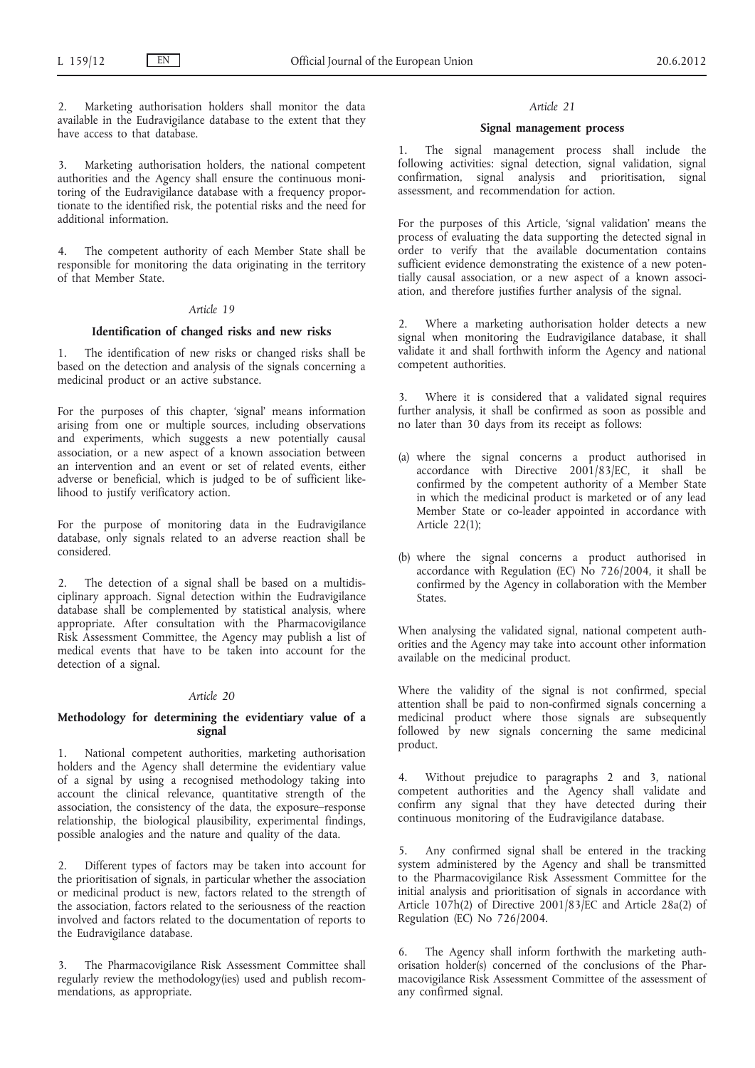2. Marketing authorisation holders shall monitor the data available in the Eudravigilance database to the extent that they have access to that database.

3. Marketing authorisation holders, the national competent authorities and the Agency shall ensure the continuous monitoring of the Eudravigilance database with a frequency proportionate to the identified risk, the potential risks and the need for additional information.

4. The competent authority of each Member State shall be responsible for monitoring the data originating in the territory of that Member State.

*Article 19*

**Identification of changed risks and new risks**

1. The identification of new risks or changed risks shall be based on the detection and analysis of the signals concerning a medicinal product or an active substance.

For the purposes of this chapter, 'signal' means information arising from one or multiple sources, including observations and experiments, which suggests a new potentially causal association, or a new aspect of a known association between an intervention and an event or set of related events, either adverse or beneficial, which is judged to be of sufficient likelihood to justify verificatory action.

For the purpose of monitoring data in the Eudravigilance database, only signals related to an adverse reaction shall be considered.

2. The detection of a signal shall be based on a multidisciplinary approach. Signal detection within the Eudravigilance database shall be complemented by statistical analysis, where appropriate. After consultation with the Pharmacovigilance Risk Assessment Committee, the Agency may publish a list of medical events that have to be taken into account for the detection of a signal.

*Article 20*

**Methodology for determining the evidentiary value of a signal**

1. National competent authorities, marketing authorisation holders and the Agency shall determine the evidentiary value of a signal by using a recognised methodology taking into account the clinical relevance, quantitative strength of the association, the consistency of the data, the exposure–response relationship, the biological plausibility, experimental findings, possible analogies and the nature and quality of the data.

2. Different types of factors may be taken into account for the prioritisation of signals, in particular whether the association or medicinal product is new, factors related to the strength of the association, factors related to the seriousness of the reaction involved and factors related to the documentation of reports to the Eudravigilance database.

3. The Pharmacovigilance Risk Assessment Committee shall regularly review the methodology(ies) used and publish recommendations, as appropriate.

*Article 21*

**Signal management process**

1. The signal management process shall include the following activities: signal detection, signal validation, signal confirmation, signal analysis and prioritisation, signal assessment, and recommendation for action.

For the purposes of this Article, 'signal validation' means the process of evaluating the data supporting the detected signal in order to verify that the available documentation contains sufficient evidence demonstrating the existence of a new potentially causal association, or a new aspect of a known association, and therefore justifies further analysis of the signal.

2. Where a marketing authorisation holder detects a new signal when monitoring the Eudravigilance database, it shall validate it and shall forthwith inform the Agency and national competent authorities.

3. Where it is considered that a validated signal requires further analysis, it shall be confirmed as soon as possible and no later than 30 days from its receipt as follows:

(a) where the signal concerns a product authorised in accordance with Directive 2001/83/EC, it shall be confirmed by the competent authority of a Member State in which the medicinal product is marketed or of any lead Member State or co-leader appointed in accordance with Article 22(1);

(b) where the signal concerns a product authorised in accordance with Regulation (EC) No 726/2004, it shall be confirmed by the Agency in collaboration with the Member States.

When analysing the validated signal, national competent authorities and the Agency may take into account other information available on the medicinal product.

Where the validity of the signal is not confirmed, special attention shall be paid to non-confirmed signals concerning a medicinal product where those signals are subsequently followed by new signals concerning the same medicinal product.

4. Without prejudice to paragraphs 2 and 3, national competent authorities and the Agency shall validate and confirm any signal that they have detected during their continuous monitoring of the Eudravigilance database.

5. Any confirmed signal shall be entered in the tracking system administered by the Agency and shall be transmitted to the Pharmacovigilance Risk Assessment Committee for the initial analysis and prioritisation of signals in accordance with Article 107h(2) of Directive 2001/83/EC and Article 28a(2) of Regulation (EC) No 726/2004.

6. The Agency shall inform forthwith the marketing authorisation holder(s) concerned of the conclusions of the Pharmacovigilance Risk Assessment Committee of the assessment of any confirmed signal.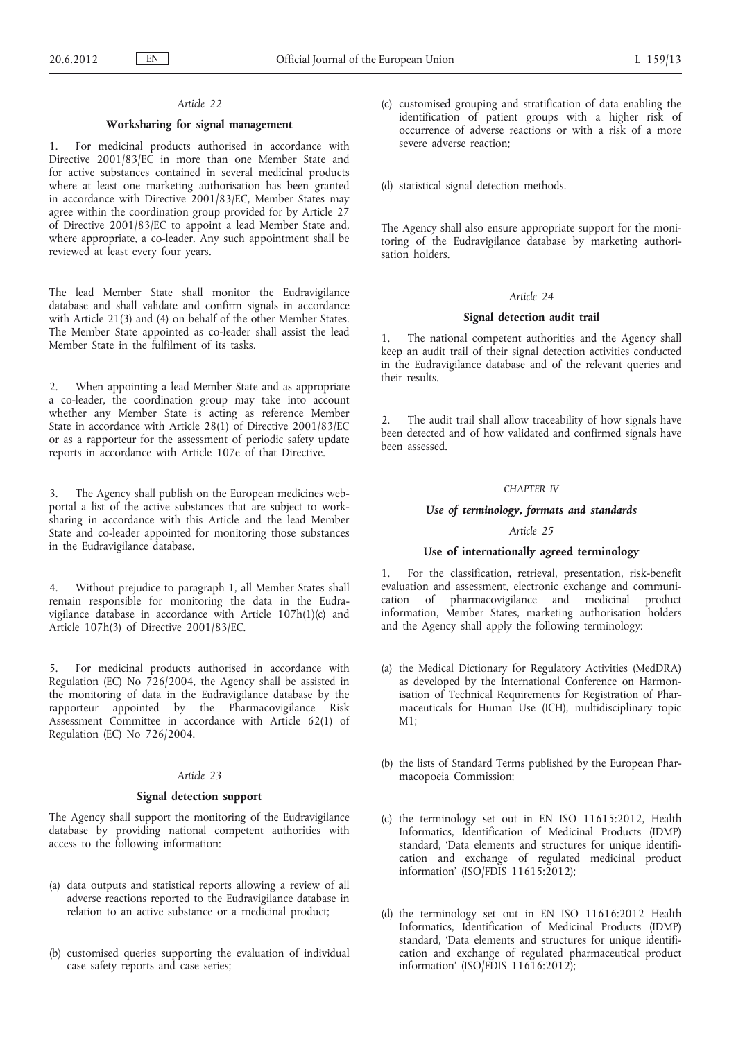*Article 22*

**Worksharing for signal management**

1. For medicinal products authorised in accordance with Directive 2001/83/EC in more than one Member State and for active substances contained in several medicinal products where at least one marketing authorisation has been granted in accordance with Directive 2001/83/EC, Member States may agree within the coordination group provided for by Article 27 of Directive 2001/83/EC to appoint a lead Member State and, where appropriate, a co-leader. Any such appointment shall be reviewed at least every four years.

The lead Member State shall monitor the Eudravigilance database and shall validate and confirm signals in accordance with Article 21(3) and (4) on behalf of the other Member States. The Member State appointed as co-leader shall assist the lead Member State in the fulfilment of its tasks.

2. When appointing a lead Member State and as appropriate a co-leader, the coordination group may take into account whether any Member State is acting as reference Member State in accordance with Article 28(1) of Directive 2001/83/EC or as a rapporteur for the assessment of periodic safety update reports in accordance with Article 107e of that Directive.

3. The Agency shall publish on the European medicines web-portal a list of the active substances that are subject to work-sharing in accordance with this Article and the lead Member State and co-leader appointed for monitoring those substances in the Eudravigilance database.

4. Without prejudice to paragraph 1, all Member States shall remain responsible for monitoring the data in the Eudravigilance database in accordance with Article 107h(1)(c) and Article 107h(3) of Directive 2001/83/EC.

5. For medicinal products authorised in accordance with Regulation (EC) No 726/2004, the Agency shall be assisted in the monitoring of data in the Eudravigilance database by the rapporteur appointed by the Pharmacovigilance Risk Assessment Committee in accordance with Article 62(1) of Regulation (EC) No 726/2004.

*Article 23*

**Signal detection support**

The Agency shall support the monitoring of the Eudravigilance database by providing national competent authorities with access to the following information:

(a) data outputs and statistical reports allowing a review of all adverse reactions reported to the Eudravigilance database in relation to an active substance or a medicinal product;

(b) customised queries supporting the evaluation of individual case safety reports and case series;

(c) customised grouping and stratification of data enabling the identification of patient groups with a higher risk of occurrence of adverse reactions or with a risk of a more severe adverse reaction;

(d) statistical signal detection methods.

The Agency shall also ensure appropriate support for the monitoring of the Eudravigilance database by marketing authorisation holders.

*Article 24*

**Signal detection audit trail**

1. The national competent authorities and the Agency shall keep an audit trail of their signal detection activities conducted in the Eudravigilance database and of the relevant queries and their results.

2. The audit trail shall allow traceability of how signals have been detected and of how validated and confirmed signals have been assessed.

*CHAPTER IV*

***Use of terminology, formats and standards***

*Article 25*

**Use of internationally agreed terminology**

1. For the classification, retrieval, presentation, risk-benefit evaluation and assessment, electronic exchange and communication of pharmacovigilance and medicinal product information, Member States, marketing authorisation holders and the Agency shall apply the following terminology:

(a) the Medical Dictionary for Regulatory Activities (MedDRA) as developed by the International Conference on Harmonisation of Technical Requirements for Registration of Pharmaceuticals for Human Use (ICH), multidisciplinary topic M1;

(b) the lists of Standard Terms published by the European Pharmacopoeia Commission;

(c) the terminology set out in EN ISO 11615:2012, Health Informatics, Identification of Medicinal Products (IDMP) standard, 'Data elements and structures for unique identification and exchange of regulated medicinal product information' (ISO/FDIS 11615:2012);

(d) the terminology set out in EN ISO 11616:2012 Health Informatics, Identification of Medicinal Products (IDMP) standard, 'Data elements and structures for unique identification and exchange of regulated pharmaceutical product information' (ISO/FDIS 11616:2012);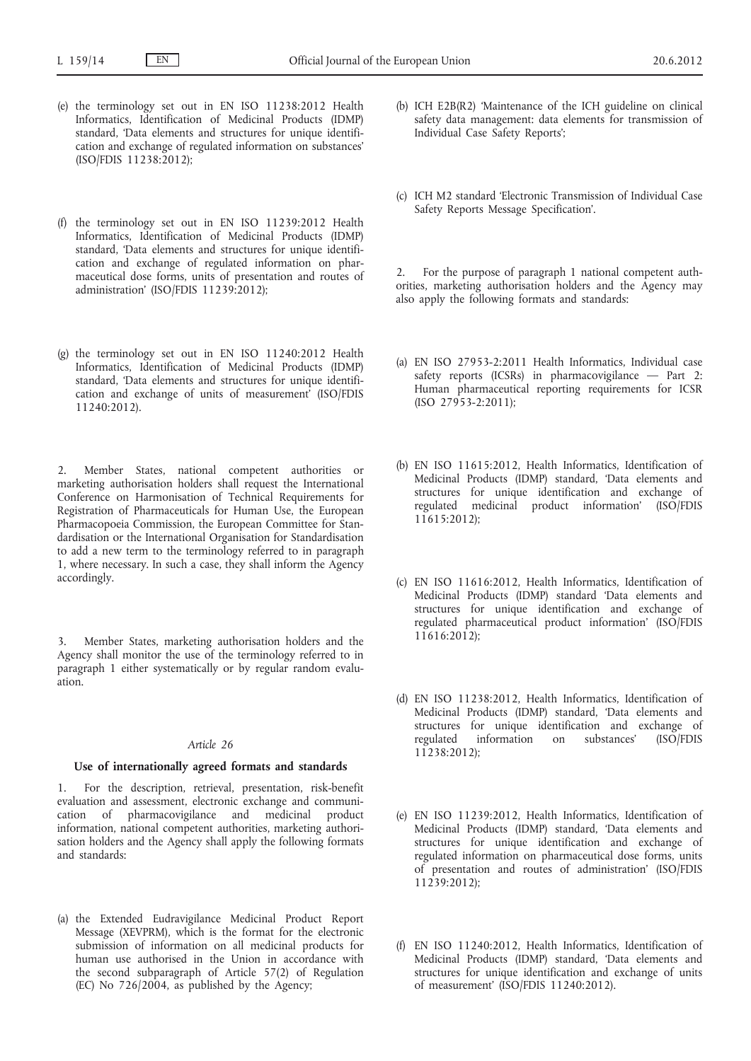(e) the terminology set out in EN ISO 11238:2012 Health Informatics, Identification of Medicinal Products (IDMP) standard, 'Data elements and structures for unique identification and exchange of regulated information on substances' (ISO/FDIS 11238:2012);

(f) the terminology set out in EN ISO 11239:2012 Health Informatics, Identification of Medicinal Products (IDMP) standard, 'Data elements and structures for unique identification and exchange of regulated information on pharmaceutical dose forms, units of presentation and routes of administration' (ISO/FDIS 11239:2012);

(g) the terminology set out in EN ISO 11240:2012 Health Informatics, Identification of Medicinal Products (IDMP) standard, 'Data elements and structures for unique identification and exchange of units of measurement' (ISO/FDIS 11240:2012).

2. Member States, national competent authorities or marketing authorisation holders shall request the International Conference on Harmonisation of Technical Requirements for Registration of Pharmaceuticals for Human Use, the European Pharmacopoeia Commission, the European Committee for Standardisation or the International Organisation for Standardisation to add a new term to the terminology referred to in paragraph 1, where necessary. In such a case, they shall inform the Agency accordingly.

3. Member States, marketing authorisation holders and the Agency shall monitor the use of the terminology referred to in paragraph 1 either systematically or by regular random evaluation.

*Article 26*

**Use of internationally agreed formats and standards**

1. For the description, retrieval, presentation, risk-benefit evaluation and assessment, electronic exchange and communication of pharmacovigilance and medicinal product information, national competent authorities, marketing authorisation holders and the Agency shall apply the following formats and standards:

(a) the Extended Eudravigilance Medicinal Product Report Message (XEVPRM), which is the format for the electronic submission of information on all medicinal products for human use authorised in the Union in accordance with the second subparagraph of Article 57(2) of Regulation (EC) No 726/2004, as published by the Agency;

(b) ICH E2B(R2) 'Maintenance of the ICH guideline on clinical safety data management: data elements for transmission of Individual Case Safety Reports';

(c) ICH M2 standard 'Electronic Transmission of Individual Case Safety Reports Message Specification'.

2. For the purpose of paragraph 1 national competent authorities, marketing authorisation holders and the Agency may also apply the following formats and standards:

(a) EN ISO 27953-2:2011 Health Informatics, Individual case safety reports (ICSRs) in pharmacovigilance — Part 2: Human pharmaceutical reporting requirements for ICSR (ISO 27953-2:2011);

(b) EN ISO 11615:2012, Health Informatics, Identification of Medicinal Products (IDMP) standard, 'Data elements and structures for unique identification and exchange of regulated medicinal product information' (ISO/FDIS 11615:2012);

(c) EN ISO 11616:2012, Health Informatics, Identification of Medicinal Products (IDMP) standard 'Data elements and structures for unique identification and exchange of regulated pharmaceutical product information' (ISO/FDIS 11616:2012);

(d) EN ISO 11238:2012, Health Informatics, Identification of Medicinal Products (IDMP) standard, 'Data elements and structures for unique identification and exchange of regulated information on substances' (ISO/FDIS 11238:2012);

(e) EN ISO 11239:2012, Health Informatics, Identification of Medicinal Products (IDMP) standard, 'Data elements and structures for unique identification and exchange of regulated information on pharmaceutical dose forms, units of presentation and routes of administration' (ISO/FDIS 11239:2012);

(f) EN ISO 11240:2012, Health Informatics, Identification of Medicinal Products (IDMP) standard, 'Data elements and structures for unique identification and exchange of units of measurement' (ISO/FDIS 11240:2012).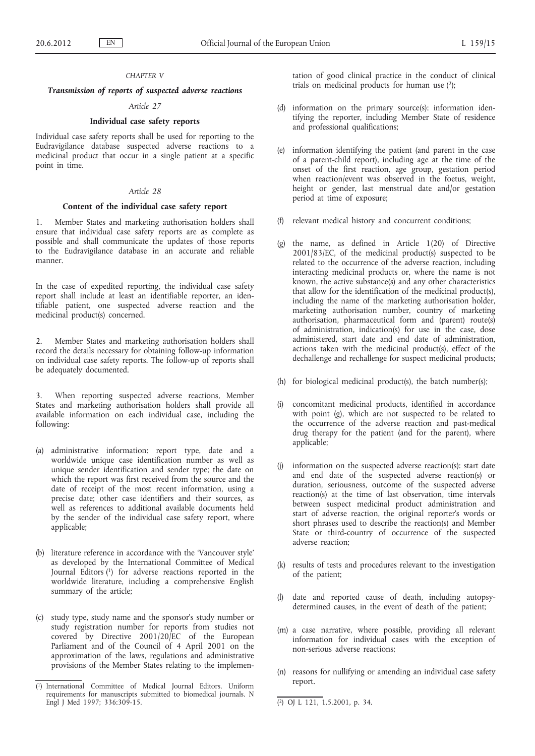*CHAPTER V*

***Transmission of reports of suspected adverse reactions***

*Article 27*

**Individual case safety reports**

Individual case safety reports shall be used for reporting to the Eudravigilance database suspected adverse reactions to a medicinal product that occur in a single patient at a specific point in time.

*Article 28*

**Content of the individual case safety report**

1. Member States and marketing authorisation holders shall ensure that individual case safety reports are as complete as possible and shall communicate the updates of those reports to the Eudravigilance database in an accurate and reliable manner.

In the case of expedited reporting, the individual case safety report shall include at least an identifiable reporter, an identifiable patient, one suspected adverse reaction and the medicinal product(s) concerned.

2. Member States and marketing authorisation holders shall record the details necessary for obtaining follow-up information on individual case safety reports. The follow-up of reports shall be adequately documented.

3. When reporting suspected adverse reactions, Member States and marketing authorisation holders shall provide all available information on each individual case, including the following:

(a) administrative information: report type, date and a worldwide unique case identification number as well as unique sender identification and sender type; the date on which the report was first received from the source and the date of receipt of the most recent information, using a precise date; other case identifiers and their sources, as well as references to additional available documents held by the sender of the individual case safety report, where applicable;

(b) literature reference in accordance with the 'Vancouver style' as developed by the International Committee of Medical Journal Editors [1] for adverse reactions reported in the worldwide literature, including a comprehensive English summary of the article;

(c) study type, study name and the sponsor's study number or study registration number for reports from studies not covered by Directive 2001/20/EC of the European Parliament and of the Council of 4 April 2001 on the approximation of the laws, regulations and administrative provisions of the Member States relating to the implementation of good clinical practice in the conduct of clinical trials on medicinal products for human use [2];

(d) information on the primary source(s): information identifying the reporter, including Member State of residence and professional qualifications;

(e) information identifying the patient (and parent in the case of a parent-child report), including age at the time of the onset of the first reaction, age group, gestation period when reaction/event was observed in the foetus, weight, height or gender, last menstrual date and/or gestation period at time of exposure;

(f) relevant medical history and concurrent conditions;

(g) the name, as defined in Article 1(20) of Directive 2001/83/EC, of the medicinal product(s) suspected to be related to the occurrence of the adverse reaction, including interacting medicinal products or, where the name is not known, the active substance(s) and any other characteristics that allow for the identification of the medicinal product(s), including the name of the marketing authorisation holder, marketing authorisation number, country of marketing authorisation, pharmaceutical form and (parent) route(s) of administration, indication(s) for use in the case, dose administered, start date and end date of administration, actions taken with the medicinal product(s), effect of the dechallenge and rechallenge for suspect medicinal products;

(h) for biological medicinal product(s), the batch number(s);

(i) concomitant medicinal products, identified in accordance with point (g), which are not suspected to be related to the occurrence of the adverse reaction and past-medical drug therapy for the patient (and for the parent), where applicable;

(j) information on the suspected adverse reaction(s): start date and end date of the suspected adverse reaction(s) or duration, seriousness, outcome of the suspected adverse reaction(s) at the time of last observation, time intervals between suspect medicinal product administration and start of adverse reaction, the original reporter's words or short phrases used to describe the reaction(s) and Member State or third-country of occurrence of the suspected adverse reaction;

(k) results of tests and procedures relevant to the investigation of the patient;

(l) date and reported cause of death, including autopsy-determined causes, in the event of death of the patient;

(m) a case narrative, where possible, providing all relevant information for individual cases with the exception of non-serious adverse reactions;

(n) reasons for nullifying or amending an individual case safety report.

---

[1] International Committee of Medical Journal Editors. Uniform requirements for manuscripts submitted to biomedical journals. N Engl J Med 1997; 336:309-15.

[2] OJ L 121, 1.5.2001, p. 34.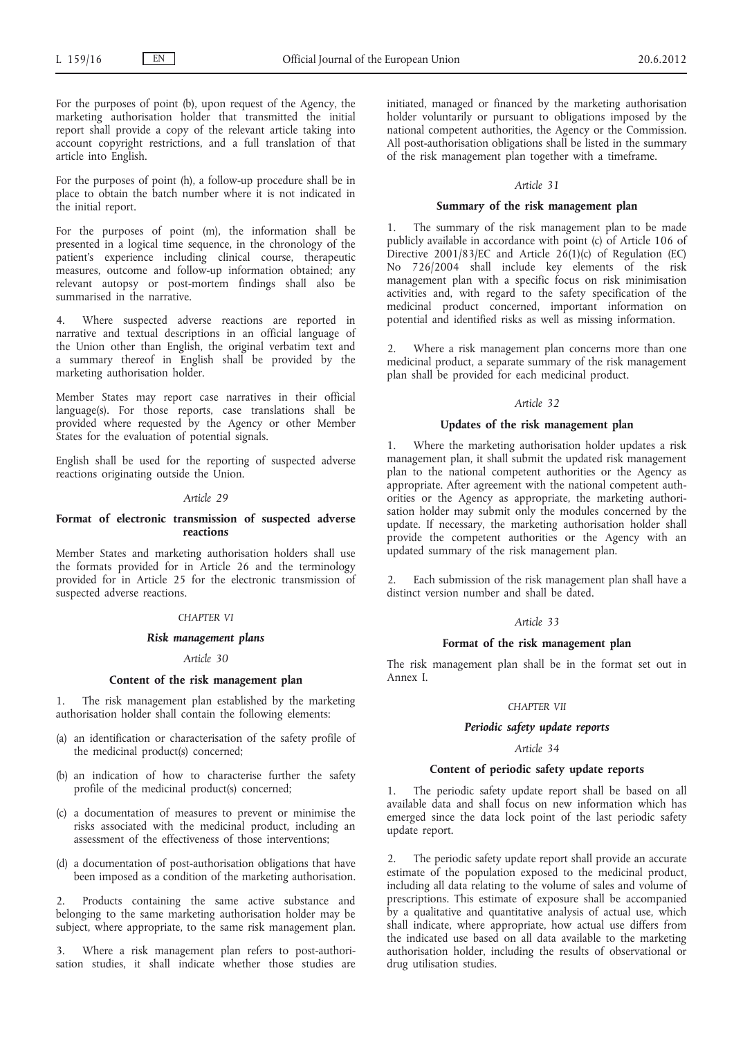For the purposes of point (b), upon request of the Agency, the marketing authorisation holder that transmitted the initial report shall provide a copy of the relevant article taking into account copyright restrictions, and a full translation of that article into English.

For the purposes of point (h), a follow-up procedure shall be in place to obtain the batch number where it is not indicated in the initial report.

For the purposes of point (m), the information shall be presented in a logical time sequence, in the chronology of the patient's experience including clinical course, therapeutic measures, outcome and follow-up information obtained; any relevant autopsy or post-mortem findings shall also be summarised in the narrative.

4. Where suspected adverse reactions are reported in narrative and textual descriptions in an official language of the Union other than English, the original verbatim text and a summary thereof in English shall be provided by the marketing authorisation holder.

Member States may report case narratives in their official language(s). For those reports, case translations shall be provided where requested by the Agency or other Member States for the evaluation of potential signals.

English shall be used for the reporting of suspected adverse reactions originating outside the Union.

*Article 29*

**Format of electronic transmission of suspected adverse reactions**

Member States and marketing authorisation holders shall use the formats provided for in Article 26 and the terminology provided for in Article 25 for the electronic transmission of suspected adverse reactions.

CHAPTER VI

***Risk management plans***

*Article 30*

**Content of the risk management plan**

1. The risk management plan established by the marketing authorisation holder shall contain the following elements:

(a) an identification or characterisation of the safety profile of the medicinal product(s) concerned;

(b) an indication of how to characterise further the safety profile of the medicinal product(s) concerned;

(c) a documentation of measures to prevent or minimise the risks associated with the medicinal product, including an assessment of the effectiveness of those interventions;

(d) a documentation of post-authorisation obligations that have been imposed as a condition of the marketing authorisation.

2. Products containing the same active substance and belonging to the same marketing authorisation holder may be subject, where appropriate, to the same risk management plan.

3. Where a risk management plan refers to post-authorisation studies, it shall indicate whether those studies are initiated, managed or financed by the marketing authorisation holder voluntarily or pursuant to obligations imposed by the national competent authorities, the Agency or the Commission. All post-authorisation obligations shall be listed in the summary of the risk management plan together with a timeframe.

*Article 31*

**Summary of the risk management plan**

1. The summary of the risk management plan to be made publicly available in accordance with point (c) of Article 106 of Directive 2001/83/EC and Article 26(1)(c) of Regulation (EC) No 726/2004 shall include key elements of the risk management plan with a specific focus on risk minimisation activities and, with regard to the safety specification of the medicinal product concerned, important information on potential and identified risks as well as missing information.

2. Where a risk management plan concerns more than one medicinal product, a separate summary of the risk management plan shall be provided for each medicinal product.

*Article 32*

**Updates of the risk management plan**

1. Where the marketing authorisation holder updates a risk management plan, it shall submit the updated risk management plan to the national competent authorities or the Agency as appropriate. After agreement with the national competent authorities or the Agency as appropriate, the marketing authorisation holder may submit only the modules concerned by the update. If necessary, the marketing authorisation holder shall provide the competent authorities or the Agency with an updated summary of the risk management plan.

2. Each submission of the risk management plan shall have a distinct version number and shall be dated.

*Article 33*

**Format of the risk management plan**

The risk management plan shall be in the format set out in Annex I.

CHAPTER VII

***Periodic safety update reports***

*Article 34*

**Content of periodic safety update reports**

1. The periodic safety update report shall be based on all available data and shall focus on new information which has emerged since the data lock point of the last periodic safety update report.

2. The periodic safety update report shall provide an accurate estimate of the population exposed to the medicinal product, including all data relating to the volume of sales and volume of prescriptions. This estimate of exposure shall be accompanied by a qualitative and quantitative analysis of actual use, which shall indicate, where appropriate, how actual use differs from the indicated use based on all data available to the marketing authorisation holder, including the results of observational or drug utilisation studies.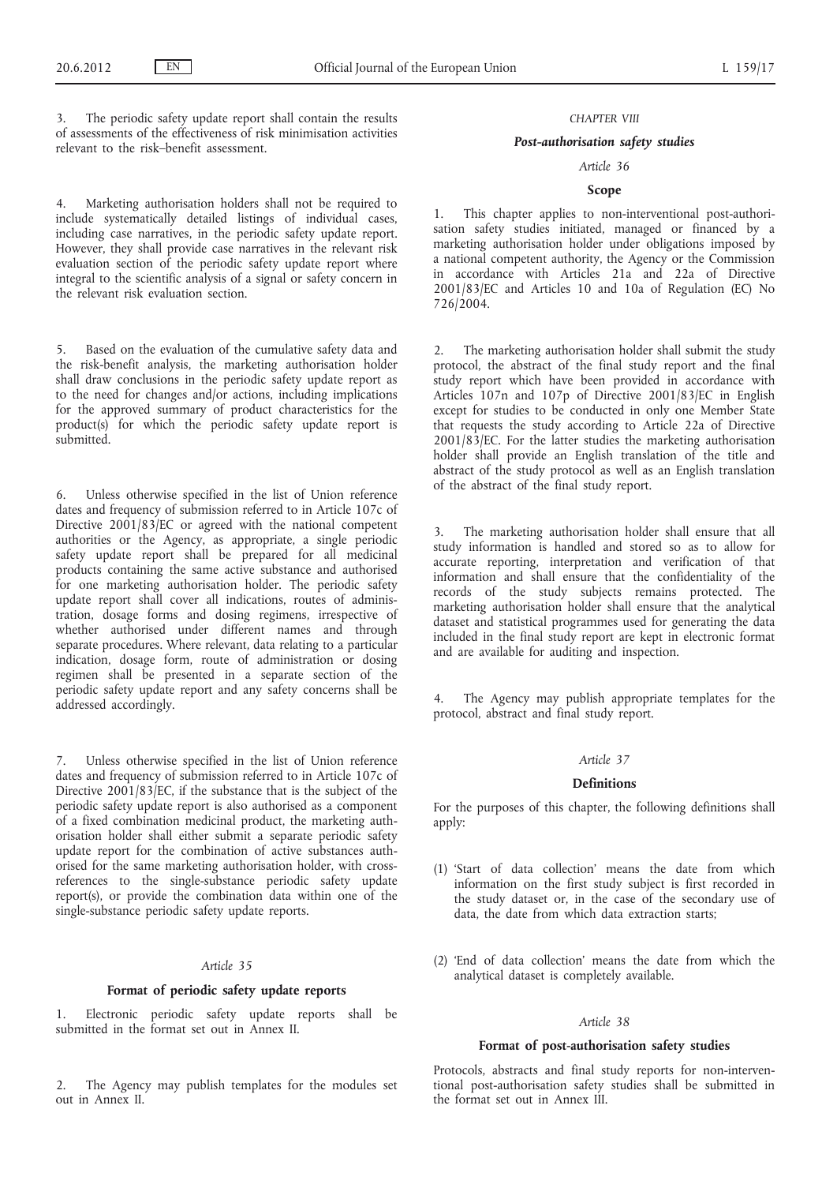3. The periodic safety update report shall contain the results of assessments of the effectiveness of risk minimisation activities relevant to the risk–benefit assessment.

4. Marketing authorisation holders shall not be required to include systematically detailed listings of individual cases, including case narratives, in the periodic safety update report. However, they shall provide case narratives in the relevant risk evaluation section of the periodic safety update report where integral to the scientific analysis of a signal or safety concern in the relevant risk evaluation section.

5. Based on the evaluation of the cumulative safety data and the risk-benefit analysis, the marketing authorisation holder shall draw conclusions in the periodic safety update report as to the need for changes and/or actions, including implications for the approved summary of product characteristics for the product(s) for which the periodic safety update report is submitted.

6. Unless otherwise specified in the list of Union reference dates and frequency of submission referred to in Article 107c of Directive 2001/83/EC or agreed with the national competent authorities or the Agency, as appropriate, a single periodic safety update report shall be prepared for all medicinal products containing the same active substance and authorised for one marketing authorisation holder. The periodic safety update report shall cover all indications, routes of administration, dosage forms and dosing regimens, irrespective of whether authorised under different names and through separate procedures. Where relevant, data relating to a particular indication, dosage form, route of administration or dosing regimen shall be presented in a separate section of the periodic safety update report and any safety concerns shall be addressed accordingly.

7. Unless otherwise specified in the list of Union reference dates and frequency of submission referred to in Article 107c of Directive 2001/83/EC, if the substance that is the subject of the periodic safety update report is also authorised as a component of a fixed combination medicinal product, the marketing authorisation holder shall either submit a separate periodic safety update report for the combination of active substances authorised for the same marketing authorisation holder, with cross-references to the single-substance periodic safety update report(s), or provide the combination data within one of the single-substance periodic safety update reports.

*Article 35*

**Format of periodic safety update reports**

1. Electronic periodic safety update reports shall be submitted in the format set out in Annex II.

2. The Agency may publish templates for the modules set out in Annex II.

*CHAPTER VIII*

***Post-authorisation safety studies***

*Article 36*

**Scope**

1. This chapter applies to non-interventional post-authorisation safety studies initiated, managed or financed by a marketing authorisation holder under obligations imposed by a national competent authority, the Agency or the Commission in accordance with Articles 21a and 22a of Directive 2001/83/EC and Articles 10 and 10a of Regulation (EC) No 726/2004.

2. The marketing authorisation holder shall submit the study protocol, the abstract of the final study report and the final study report which have been provided in accordance with Articles 107n and 107p of Directive 2001/83/EC in English except for studies to be conducted in only one Member State that requests the study according to Article 22a of Directive 2001/83/EC. For the latter studies the marketing authorisation holder shall provide an English translation of the title and abstract of the study protocol as well as an English translation of the abstract of the final study report.

3. The marketing authorisation holder shall ensure that all study information is handled and stored so as to allow for accurate reporting, interpretation and verification of that information and shall ensure that the confidentiality of the records of the study subjects remains protected. The marketing authorisation holder shall ensure that the analytical dataset and statistical programmes used for generating the data included in the final study report are kept in electronic format and are available for auditing and inspection.

4. The Agency may publish appropriate templates for the protocol, abstract and final study report.

*Article 37*

**Definitions**

For the purposes of this chapter, the following definitions shall apply:

(1) 'Start of data collection' means the date from which information on the first study subject is first recorded in the study dataset or, in the case of the secondary use of data, the date from which data extraction starts;

(2) 'End of data collection' means the date from which the analytical dataset is completely available.

*Article 38*

**Format of post-authorisation safety studies**

Protocols, abstracts and final study reports for non-interventional post-authorisation safety studies shall be submitted in the format set out in Annex III.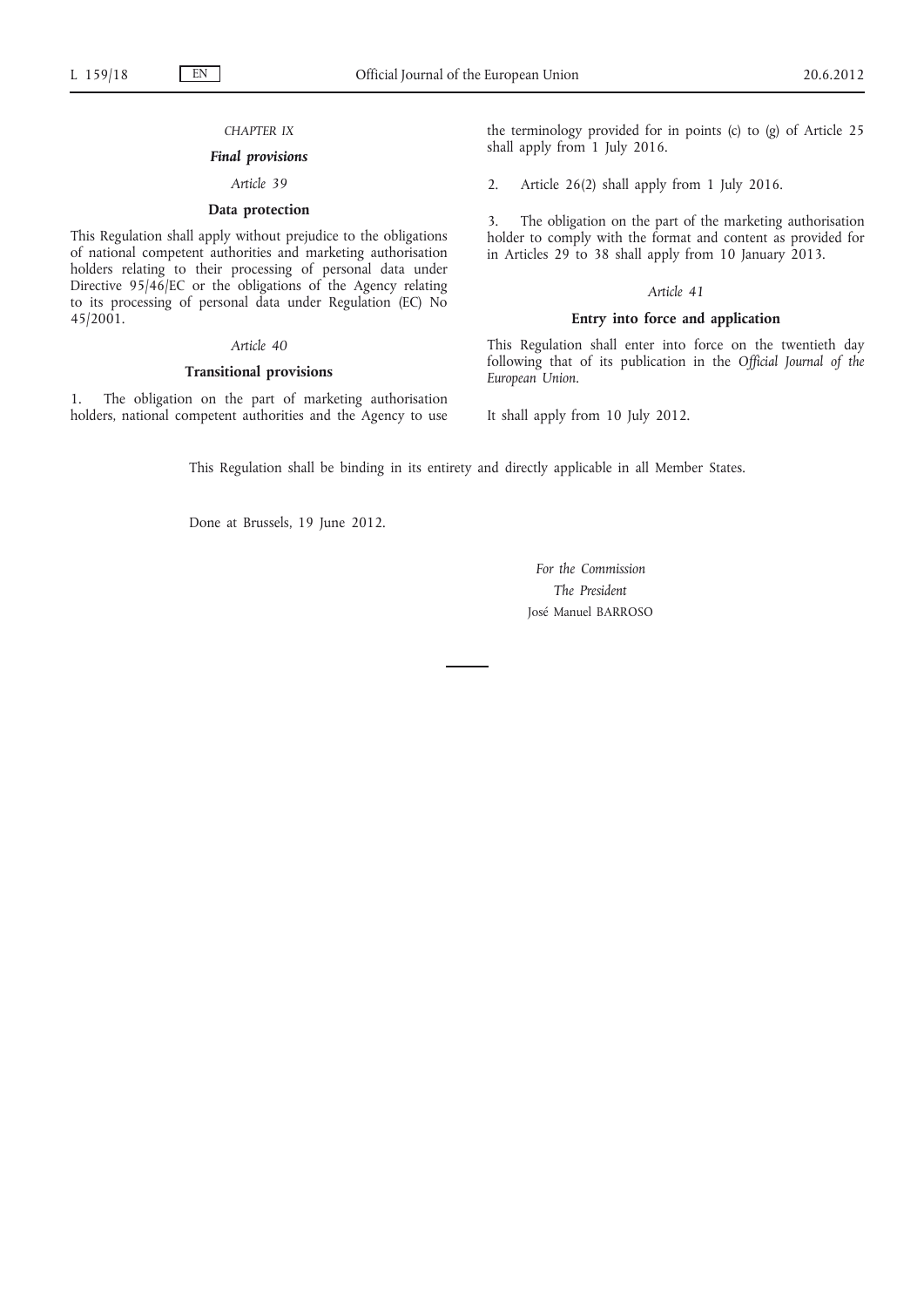## CHAPTER IX

### *Final provisions*

*Article 39*

**Data protection**

This Regulation shall apply without prejudice to the obligations of national competent authorities and marketing authorisation holders relating to their processing of personal data under Directive 95/46/EC or the obligations of the Agency relating to its processing of personal data under Regulation (EC) No 45/2001.

*Article 40*

**Transitional provisions**

1. The obligation on the part of marketing authorisation holders, national competent authorities and the Agency to use the terminology provided for in points (c) to (g) of Article 25 shall apply from 1 July 2016.

2. Article 26(2) shall apply from 1 July 2016.

3. The obligation on the part of the marketing authorisation holder to comply with the format and content as provided for in Articles 29 to 38 shall apply from 10 January 2013.

*Article 41*

**Entry into force and application**

This Regulation shall enter into force on the twentieth day following that of its publication in the *Official Journal of the European Union*.

It shall apply from 10 July 2012.

This Regulation shall be binding in its entirety and directly applicable in all Member States.

Done at Brussels, 19 June 2012.

*For the Commission*

*The President*

José Manuel BARROSO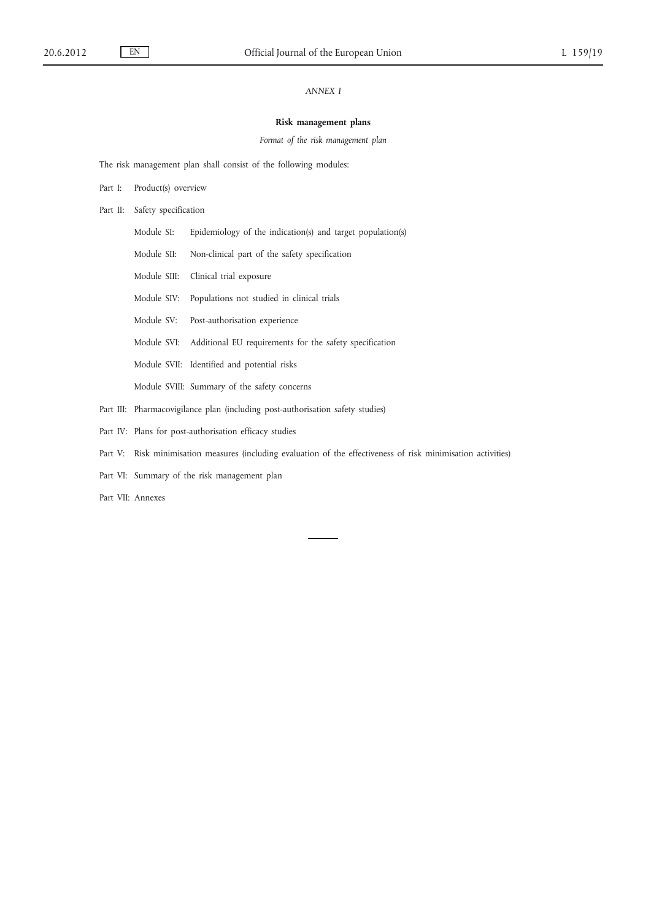*ANNEX I*

**Risk management plans**

*Format of the risk management plan*

The risk management plan shall consist of the following modules:

Part I: Product(s) overview

Part II: Safety specification

- Module SI: Epidemiology of the indication(s) and target population(s)
- Module SII: Non-clinical part of the safety specification
- Module SIII: Clinical trial exposure
- Module SIV: Populations not studied in clinical trials
- Module SV: Post-authorisation experience
- Module SVI: Additional EU requirements for the safety specification
- Module SVII: Identified and potential risks
- Module SVIII: Summary of the safety concerns

Part III: Pharmacovigilance plan (including post-authorisation safety studies)

Part IV: Plans for post-authorisation efficacy studies

Part V: Risk minimisation measures (including evaluation of the effectiveness of risk minimisation activities)

Part VI: Summary of the risk management plan

Part VII: Annexes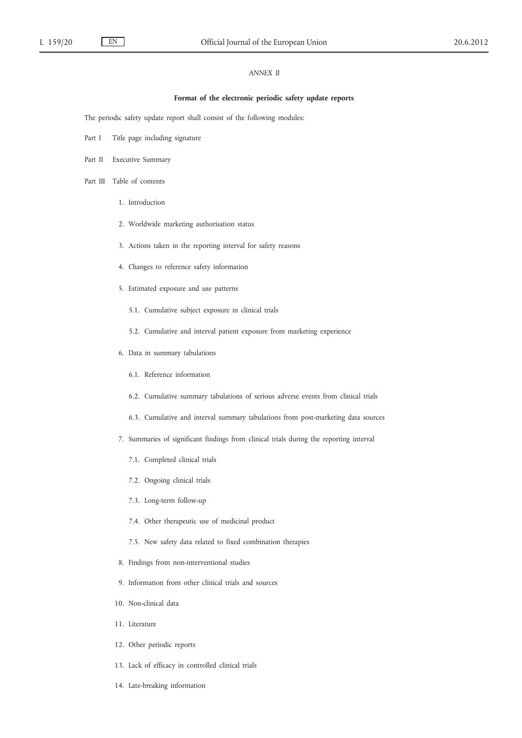*ANNEX II*

**Format of the electronic periodic safety update reports**

The periodic safety update report shall consist of the following modules:

Part I Title page including signature

Part II Executive Summary

Part III Table of contents

1. Introduction
2. Worldwide marketing authorisation status
3. Actions taken in the reporting interval for safety reasons
4. Changes to reference safety information
5. Estimated exposure and use patterns
   - 5.1. Cumulative subject exposure in clinical trials
   - 5.2. Cumulative and interval patient exposure from marketing experience
6. Data in summary tabulations
   - 6.1. Reference information
   - 6.2. Cumulative summary tabulations of serious adverse events from clinical trials
   - 6.3. Cumulative and interval summary tabulations from post-marketing data sources
7. Summaries of significant findings from clinical trials during the reporting interval
   - 7.1. Completed clinical trials
   - 7.2. Ongoing clinical trials
   - 7.3. Long-term follow-up
   - 7.4. Other therapeutic use of medicinal product
   - 7.5. New safety data related to fixed combination therapies
8. Findings from non-interventional studies
9. Information from other clinical trials and sources
10. Non-clinical data
11. Literature
12. Other periodic reports
13. Lack of efficacy in controlled clinical trials
14. Late-breaking information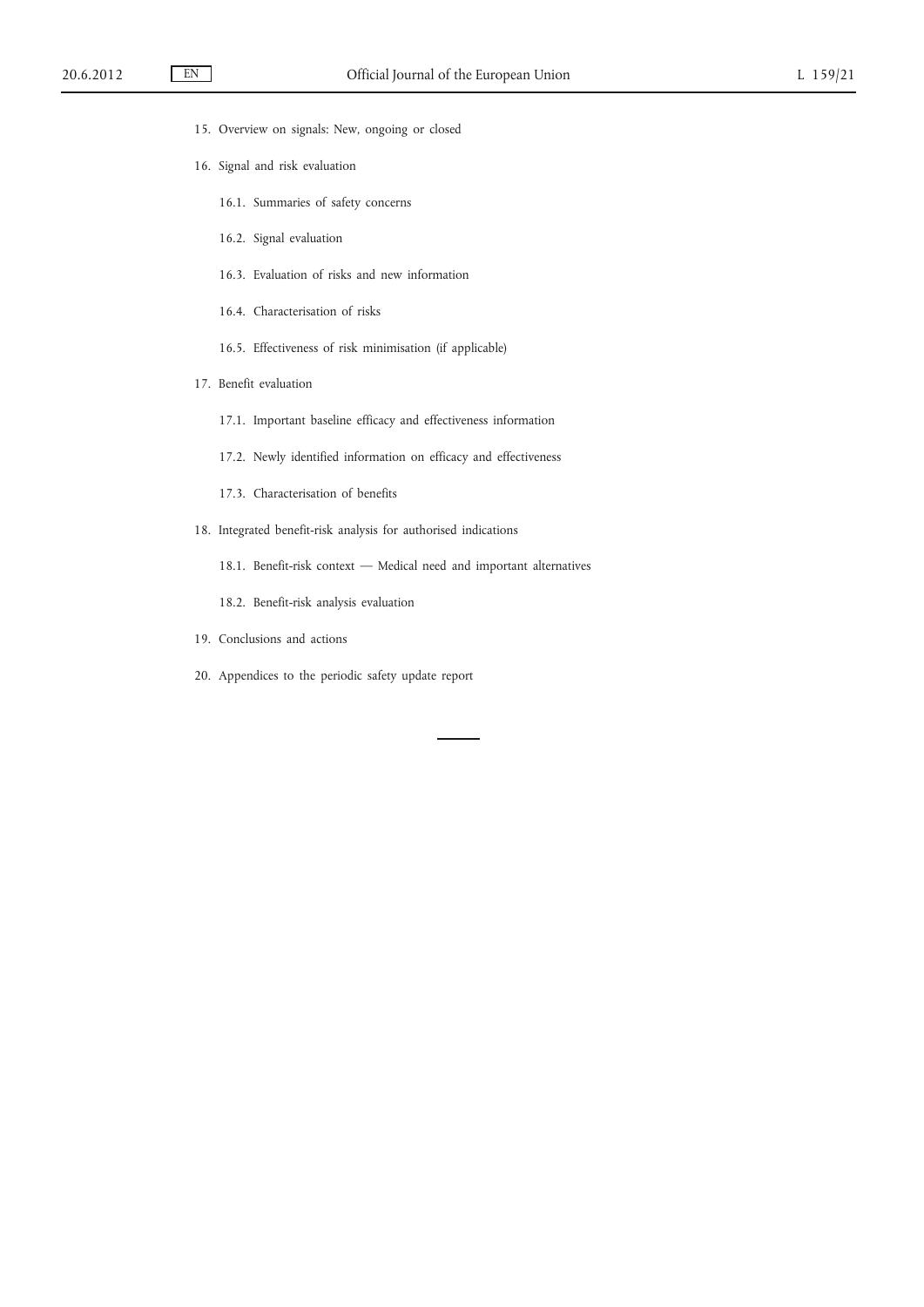15. Overview on signals: New, ongoing or closed

16. Signal and risk evaluation

    16.1. Summaries of safety concerns

    16.2. Signal evaluation

    16.3. Evaluation of risks and new information

    16.4. Characterisation of risks

    16.5. Effectiveness of risk minimisation (if applicable)

17. Benefit evaluation

    17.1. Important baseline efficacy and effectiveness information

    17.2. Newly identified information on efficacy and effectiveness

    17.3. Characterisation of benefits

18. Integrated benefit-risk analysis for authorised indications

    18.1. Benefit-risk context — Medical need and important alternatives

    18.2. Benefit-risk analysis evaluation

19. Conclusions and actions

20. Appendices to the periodic safety update report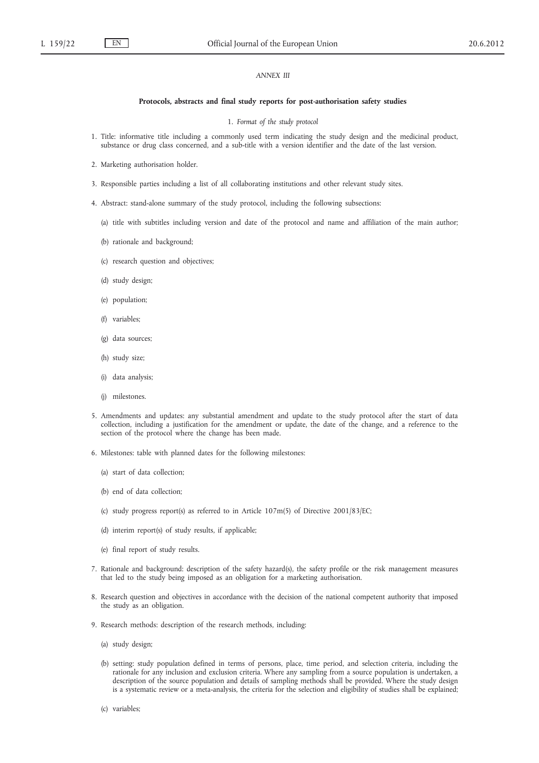*ANNEX III*

**Protocols, abstracts and final study reports for post-authorisation safety studies**

1. *Format of the study protocol*

1. Title: informative title including a commonly used term indicating the study design and the medicinal product, substance or drug class concerned, and a sub-title with a version identifier and the date of the last version.

2. Marketing authorisation holder.

3. Responsible parties including a list of all collaborating institutions and other relevant study sites.

4. Abstract: stand-alone summary of the study protocol, including the following subsections:

   (a) title with subtitles including version and date of the protocol and name and affiliation of the main author;

   (b) rationale and background;

   (c) research question and objectives;

   (d) study design;

   (e) population;

   (f) variables;

   (g) data sources;

   (h) study size;

   (i) data analysis;

   (j) milestones.

5. Amendments and updates: any substantial amendment and update to the study protocol after the start of data collection, including a justification for the amendment or update, the date of the change, and a reference to the section of the protocol where the change has been made.

6. Milestones: table with planned dates for the following milestones:

   (a) start of data collection;

   (b) end of data collection;

   (c) study progress report(s) as referred to in Article 107m(5) of Directive 2001/83/EC;

   (d) interim report(s) of study results, if applicable;

   (e) final report of study results.

7. Rationale and background: description of the safety hazard(s), the safety profile or the risk management measures that led to the study being imposed as an obligation for a marketing authorisation.

8. Research question and objectives in accordance with the decision of the national competent authority that imposed the study as an obligation.

9. Research methods: description of the research methods, including:

   (a) study design;

   (b) setting: study population defined in terms of persons, place, time period, and selection criteria, including the rationale for any inclusion and exclusion criteria. Where any sampling from a source population is undertaken, a description of the source population and details of sampling methods shall be provided. Where the study design is a systematic review or a meta-analysis, the criteria for the selection and eligibility of studies shall be explained;

   (c) variables;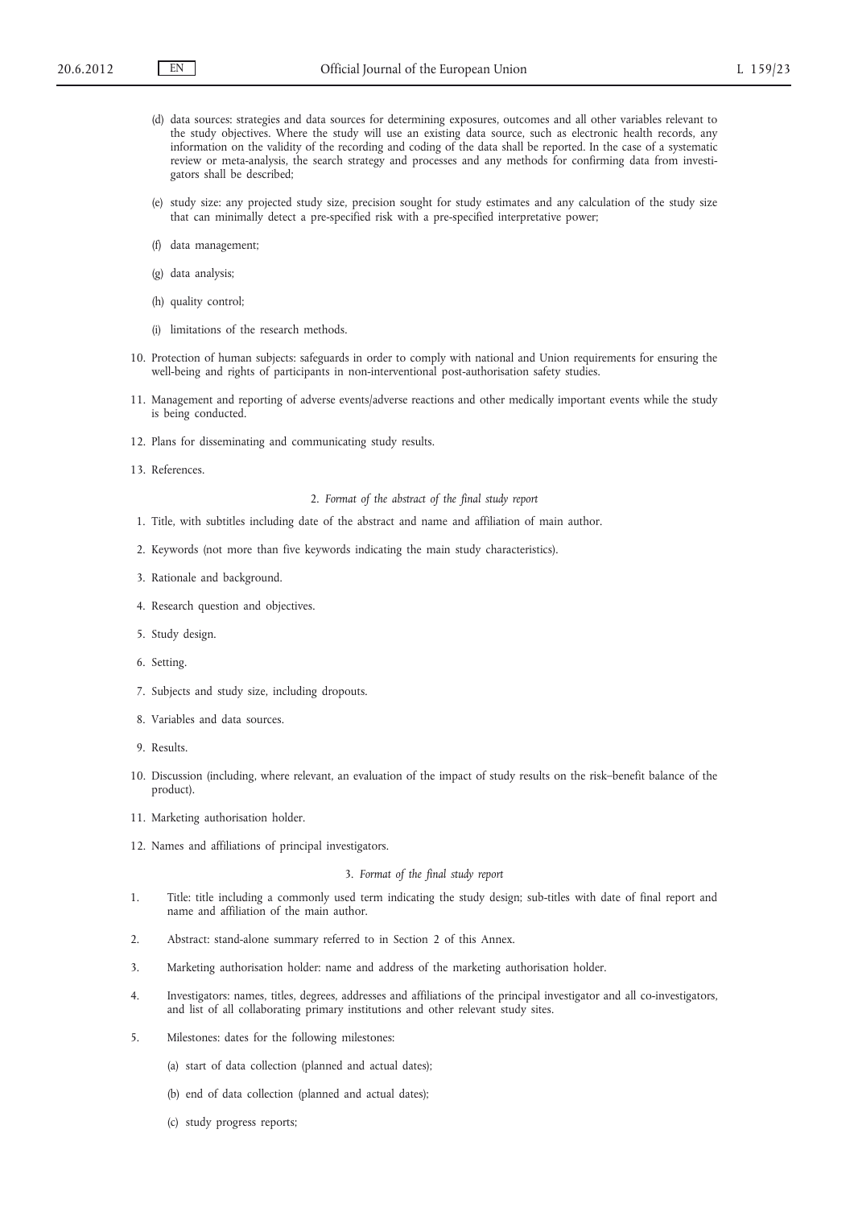(d) data sources: strategies and data sources for determining exposures, outcomes and all other variables relevant to the study objectives. Where the study will use an existing data source, such as electronic health records, any information on the validity of the recording and coding of the data shall be reported. In the case of a systematic review or meta-analysis, the search strategy and processes and any methods for confirming data from investigators shall be described;

(e) study size: any projected study size, precision sought for study estimates and any calculation of the study size that can minimally detect a pre-specified risk with a pre-specified interpretative power;

(f) data management;

(g) data analysis;

(h) quality control;

(i) limitations of the research methods.

10. Protection of human subjects: safeguards in order to comply with national and Union requirements for ensuring the well-being and rights of participants in non-interventional post-authorisation safety studies.

11. Management and reporting of adverse events/adverse reactions and other medically important events while the study is being conducted.

12. Plans for disseminating and communicating study results.

13. References.

### 2. *Format of the abstract of the final study report*

1. Title, with subtitles including date of the abstract and name and affiliation of main author.

2. Keywords (not more than five keywords indicating the main study characteristics).

3. Rationale and background.

4. Research question and objectives.

5. Study design.

6. Setting.

7. Subjects and study size, including dropouts.

8. Variables and data sources.

9. Results.

10. Discussion (including, where relevant, an evaluation of the impact of study results on the risk–benefit balance of the product).

11. Marketing authorisation holder.

12. Names and affiliations of principal investigators.

### 3. *Format of the final study report*

1. Title: title including a commonly used term indicating the study design; sub-titles with date of final report and name and affiliation of the main author.

2. Abstract: stand-alone summary referred to in Section 2 of this Annex.

3. Marketing authorisation holder: name and address of the marketing authorisation holder.

4. Investigators: names, titles, degrees, addresses and affiliations of the principal investigator and all co-investigators, and list of all collaborating primary institutions and other relevant study sites.

5. Milestones: dates for the following milestones:

   (a) start of data collection (planned and actual dates);

   (b) end of data collection (planned and actual dates);

   (c) study progress reports;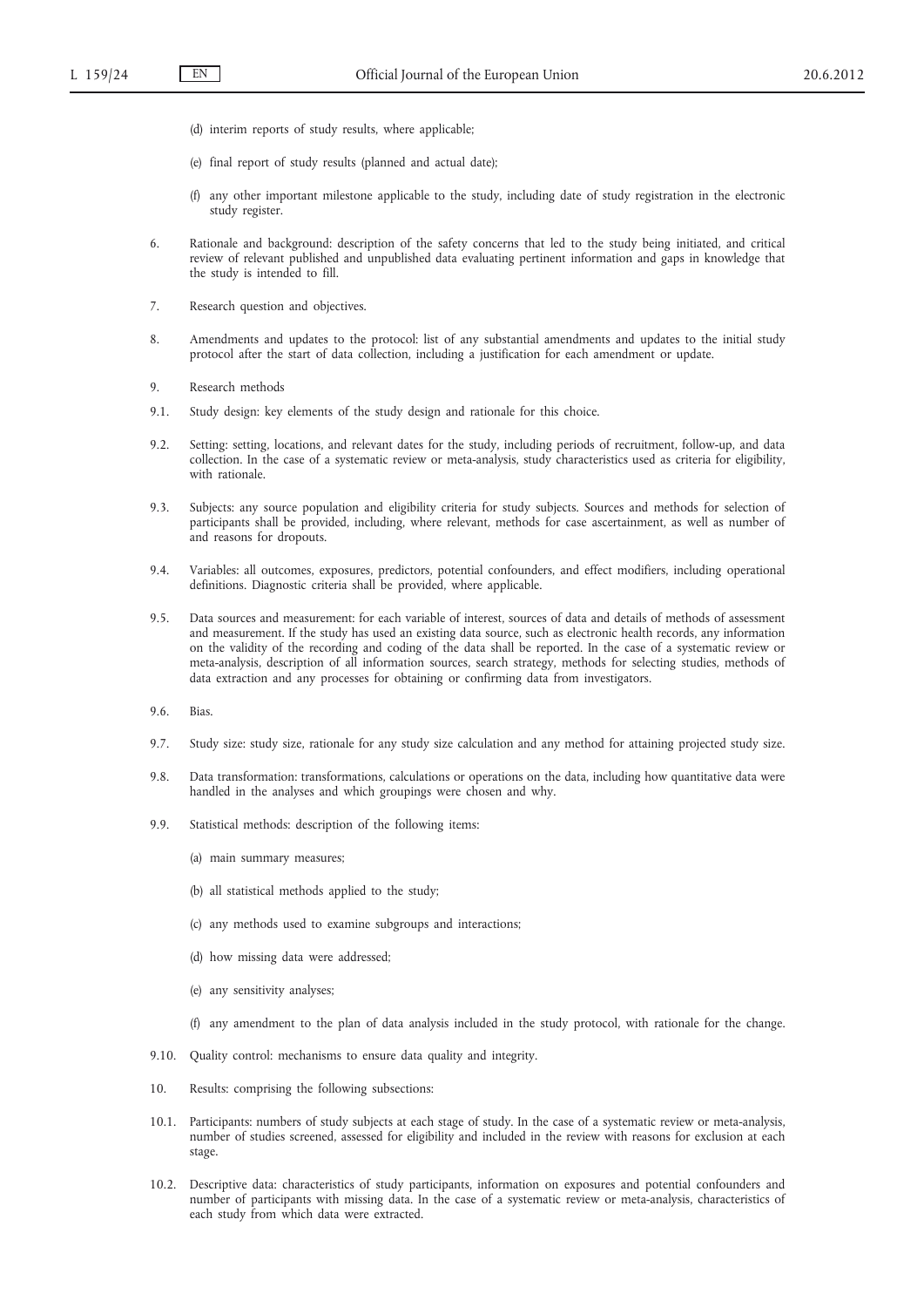(d) interim reports of study results, where applicable;

(e) final report of study results (planned and actual date);

(f) any other important milestone applicable to the study, including date of study registration in the electronic study register.

6. Rationale and background: description of the safety concerns that led to the study being initiated, and critical review of relevant published and unpublished data evaluating pertinent information and gaps in knowledge that the study is intended to fill.

7. Research question and objectives.

8. Amendments and updates to the protocol: list of any substantial amendments and updates to the initial study protocol after the start of data collection, including a justification for each amendment or update.

9. Research methods

9.1. Study design: key elements of the study design and rationale for this choice.

9.2. Setting: setting, locations, and relevant dates for the study, including periods of recruitment, follow-up, and data collection. In the case of a systematic review or meta-analysis, study characteristics used as criteria for eligibility, with rationale.

9.3. Subjects: any source population and eligibility criteria for study subjects. Sources and methods for selection of participants shall be provided, including, where relevant, methods for case ascertainment, as well as number of and reasons for dropouts.

9.4. Variables: all outcomes, exposures, predictors, potential confounders, and effect modifiers, including operational definitions. Diagnostic criteria shall be provided, where applicable.

9.5. Data sources and measurement: for each variable of interest, sources of data and details of methods of assessment and measurement. If the study has used an existing data source, such as electronic health records, any information on the validity of the recording and coding of the data shall be reported. In the case of a systematic review or meta-analysis, description of all information sources, search strategy, methods for selecting studies, methods of data extraction and any processes for obtaining or confirming data from investigators.

9.6. Bias.

9.7. Study size: study size, rationale for any study size calculation and any method for attaining projected study size.

9.8. Data transformation: transformations, calculations or operations on the data, including how quantitative data were handled in the analyses and which groupings were chosen and why.

9.9. Statistical methods: description of the following items:

(a) main summary measures;

(b) all statistical methods applied to the study;

(c) any methods used to examine subgroups and interactions;

(d) how missing data were addressed;

(e) any sensitivity analyses;

(f) any amendment to the plan of data analysis included in the study protocol, with rationale for the change.

9.10. Quality control: mechanisms to ensure data quality and integrity.

10. Results: comprising the following subsections:

10.1. Participants: numbers of study subjects at each stage of study. In the case of a systematic review or meta-analysis, number of studies screened, assessed for eligibility and included in the review with reasons for exclusion at each stage.

10.2. Descriptive data: characteristics of study participants, information on exposures and potential confounders and number of participants with missing data. In the case of a systematic review or meta-analysis, characteristics of each study from which data were extracted.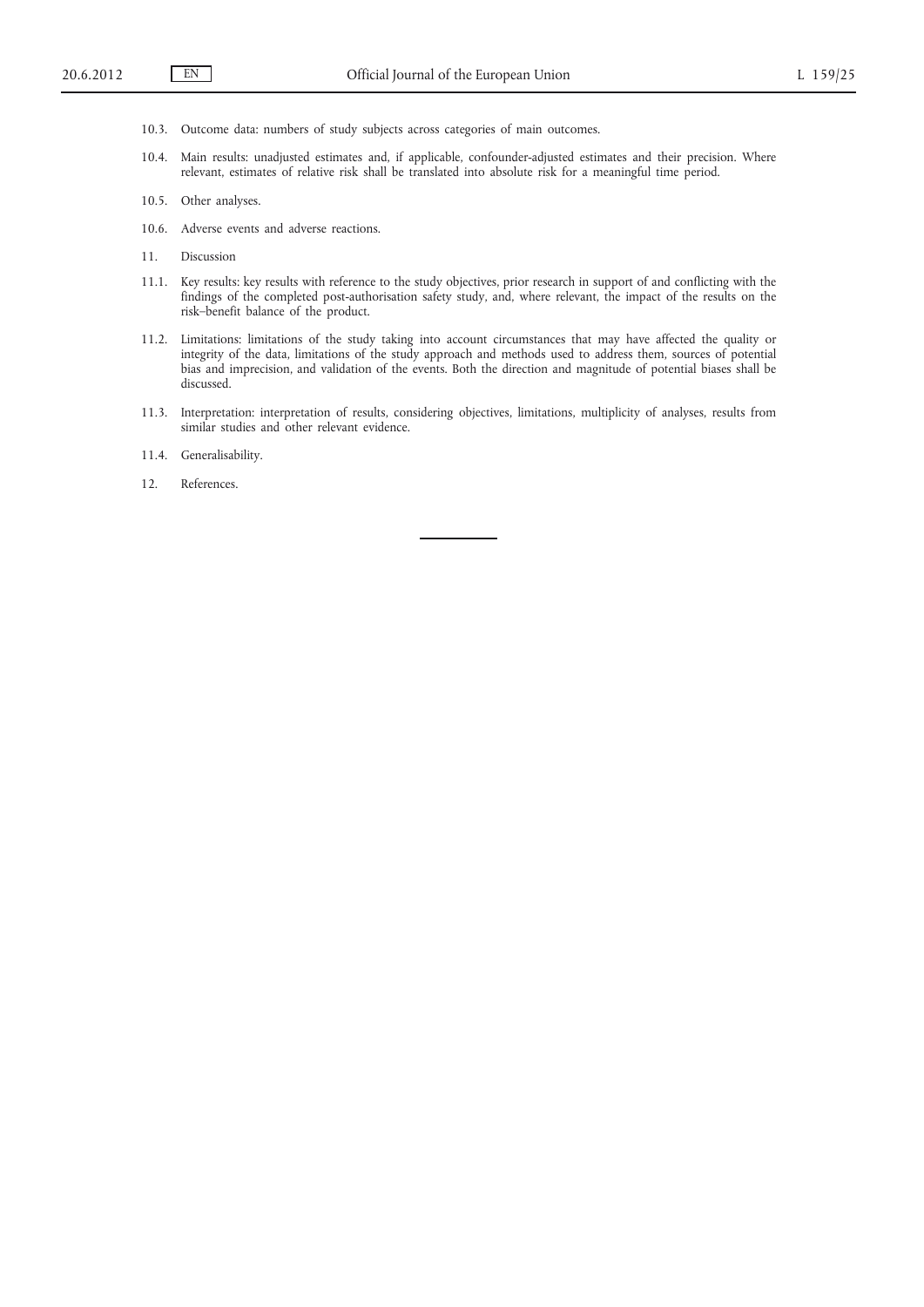10.3. Outcome data: numbers of study subjects across categories of main outcomes.

10.4. Main results: unadjusted estimates and, if applicable, confounder-adjusted estimates and their precision. Where relevant, estimates of relative risk shall be translated into absolute risk for a meaningful time period.

10.5. Other analyses.

10.6. Adverse events and adverse reactions.

11. Discussion

11.1. Key results: key results with reference to the study objectives, prior research in support of and conflicting with the findings of the completed post-authorisation safety study, and, where relevant, the impact of the results on the risk–benefit balance of the product.

11.2. Limitations: limitations of the study taking into account circumstances that may have affected the quality or integrity of the data, limitations of the study approach and methods used to address them, sources of potential bias and imprecision, and validation of the events. Both the direction and magnitude of potential biases shall be discussed.

11.3. Interpretation: interpretation of results, considering objectives, limitations, multiplicity of analyses, results from similar studies and other relevant evidence.

11.4. Generalisability.

12. References.